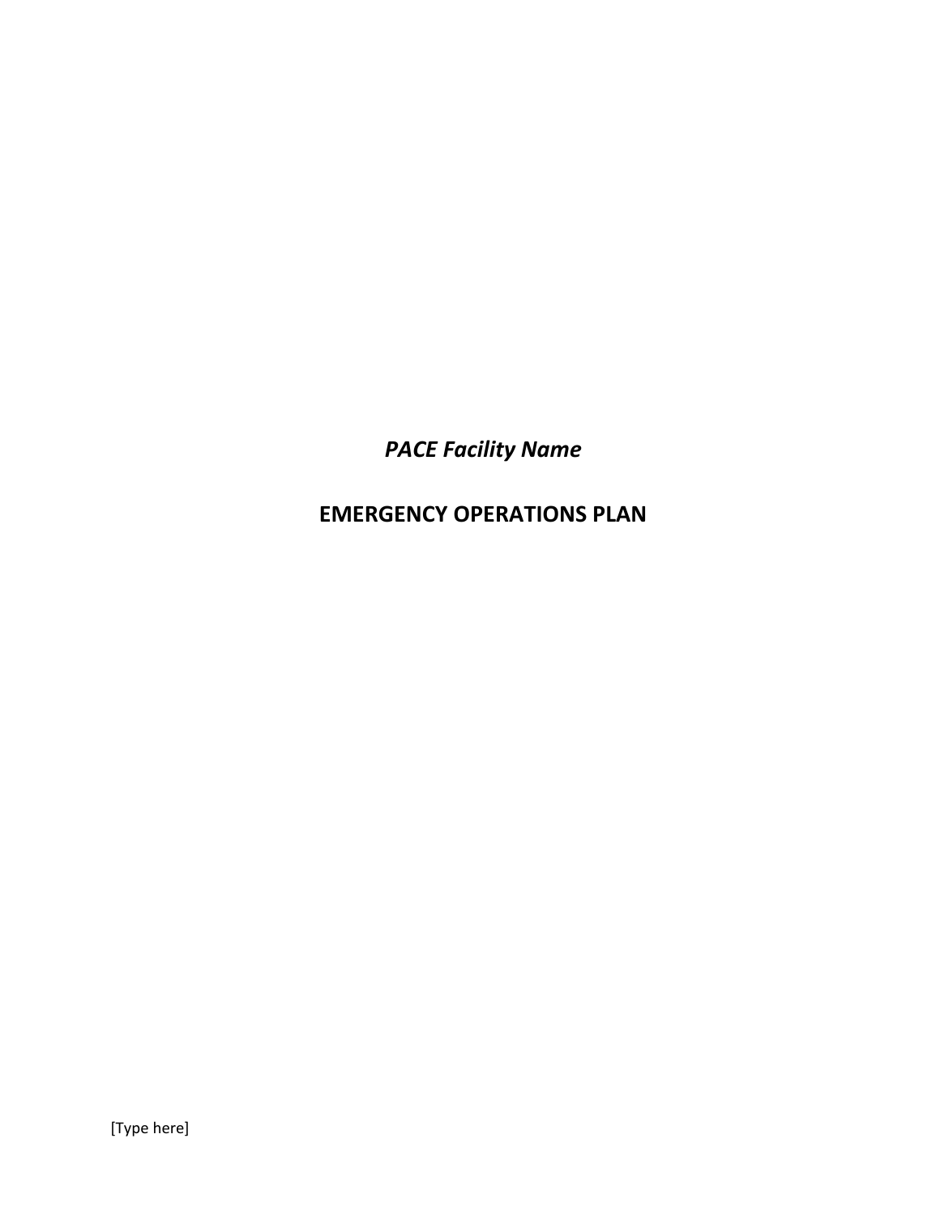*PACE Facility Name*

# EMERGENCY OPERATIONS PLAN

[Type here]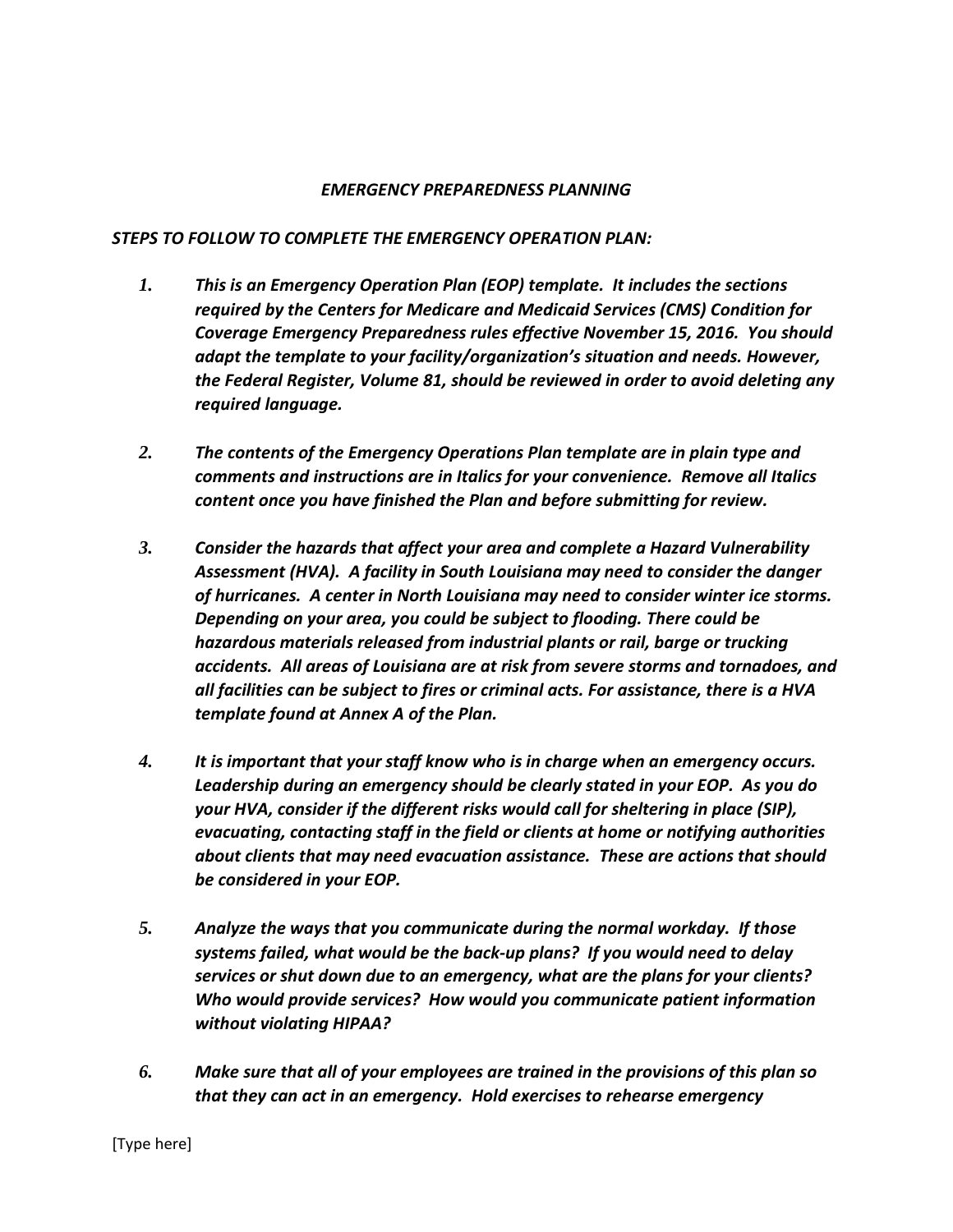*EMERGENCY PREPAREDNESS PLANNING*

*STEPS TO FOLLOW TO COMPLETE THE EMERGENCY OPERATION PLAN:*

1. ***This is an Emergency Operation Plan (EOP) template. It includes the sections required by the Centers for Medicare and Medicaid Services (CMS) Condition for Coverage Emergency Preparedness rules effective November 15, 2016. You should adapt the template to your facility/organization's situation and needs. However, the Federal Register, Volume 81, should be reviewed in order to avoid deleting any required language.***

2. ***The contents of the Emergency Operations Plan template are in plain type and comments and instructions are in Italics for your convenience. Remove all Italics content once you have finished the Plan and before submitting for review.***

3. ***Consider the hazards that affect your area and complete a Hazard Vulnerability Assessment (HVA). A facility in South Louisiana may need to consider the danger of hurricanes. A center in North Louisiana may need to consider winter ice storms. Depending on your area, you could be subject to flooding. There could be hazardous materials released from industrial plants or rail, barge or trucking accidents. All areas of Louisiana are at risk from severe storms and tornadoes, and all facilities can be subject to fires or criminal acts. For assistance, there is a HVA template found at Annex A of the Plan.***

4. ***It is important that your staff know who is in charge when an emergency occurs. Leadership during an emergency should be clearly stated in your EOP. As you do your HVA, consider if the different risks would call for sheltering in place (SIP), evacuating, contacting staff in the field or clients at home or notifying authorities about clients that may need evacuation assistance. These are actions that should be considered in your EOP.***

5. ***Analyze the ways that you communicate during the normal workday. If those systems failed, what would be the back-up plans? If you would need to delay services or shut down due to an emergency, what are the plans for your clients? Who would provide services? How would you communicate patient information without violating HIPAA?***

6. ***Make sure that all of your employees are trained in the provisions of this plan so that they can act in an emergency. Hold exercises to rehearse emergency***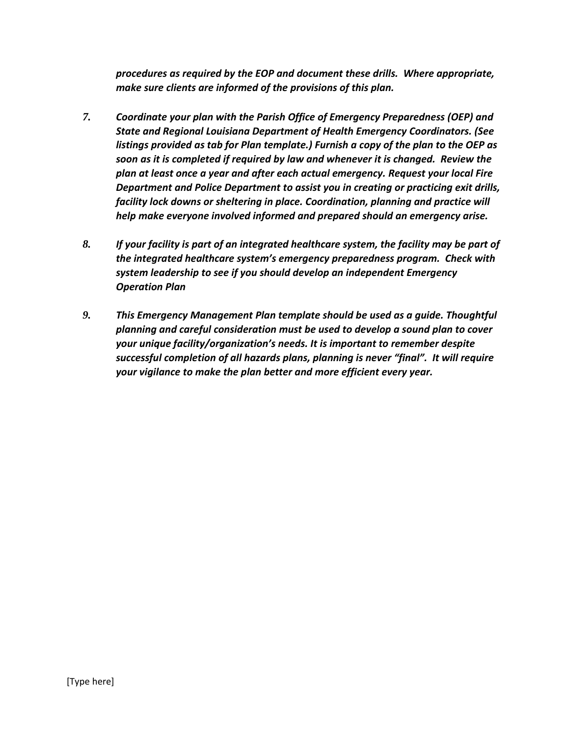***procedures as required by the EOP and document these drills. Where appropriate, make sure clients are informed of the provisions of this plan.***

7. ***Coordinate your plan with the Parish Office of Emergency Preparedness (OEP) and State and Regional Louisiana Department of Health Emergency Coordinators. (See listings provided as tab for Plan template.) Furnish a copy of the plan to the OEP as soon as it is completed if required by law and whenever it is changed. Review the plan at least once a year and after each actual emergency. Request your local Fire Department and Police Department to assist you in creating or practicing exit drills, facility lock downs or sheltering in place. Coordination, planning and practice will help make everyone involved informed and prepared should an emergency arise.***

8. ***If your facility is part of an integrated healthcare system, the facility may be part of the integrated healthcare system's emergency preparedness program. Check with system leadership to see if you should develop an independent Emergency Operation Plan***

9. ***This Emergency Management Plan template should be used as a guide. Thoughtful planning and careful consideration must be used to develop a sound plan to cover your unique facility/organization's needs. It is important to remember despite successful completion of all hazards plans, planning is never "final". It will require your vigilance to make the plan better and more efficient every year.***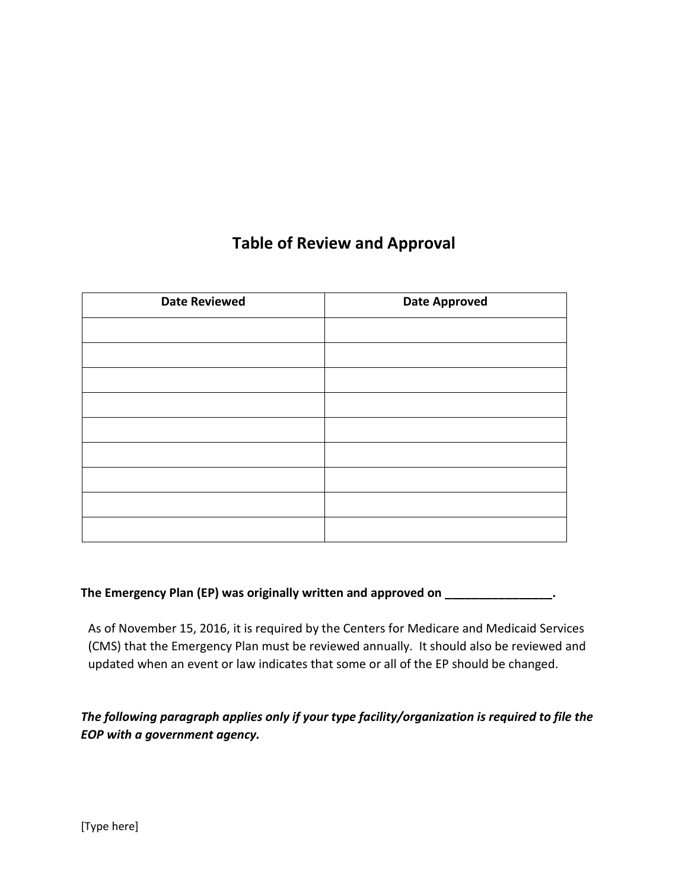# Table of Review and Approval

| Date Reviewed | Date Approved |
| --- | --- |
| | |
| | |
| | |
| | |
| | |
| | |
| | |
| | |
| | |

**The Emergency Plan (EP) was originally written and approved on ________________.**

As of November 15, 2016, it is required by the Centers for Medicare and Medicaid Services (CMS) that the Emergency Plan must be reviewed annually. It should also be reviewed and updated when an event or law indicates that some or all of the EP should be changed.

***The following paragraph applies only if your type facility/organization is required to file the EOP with a government agency.***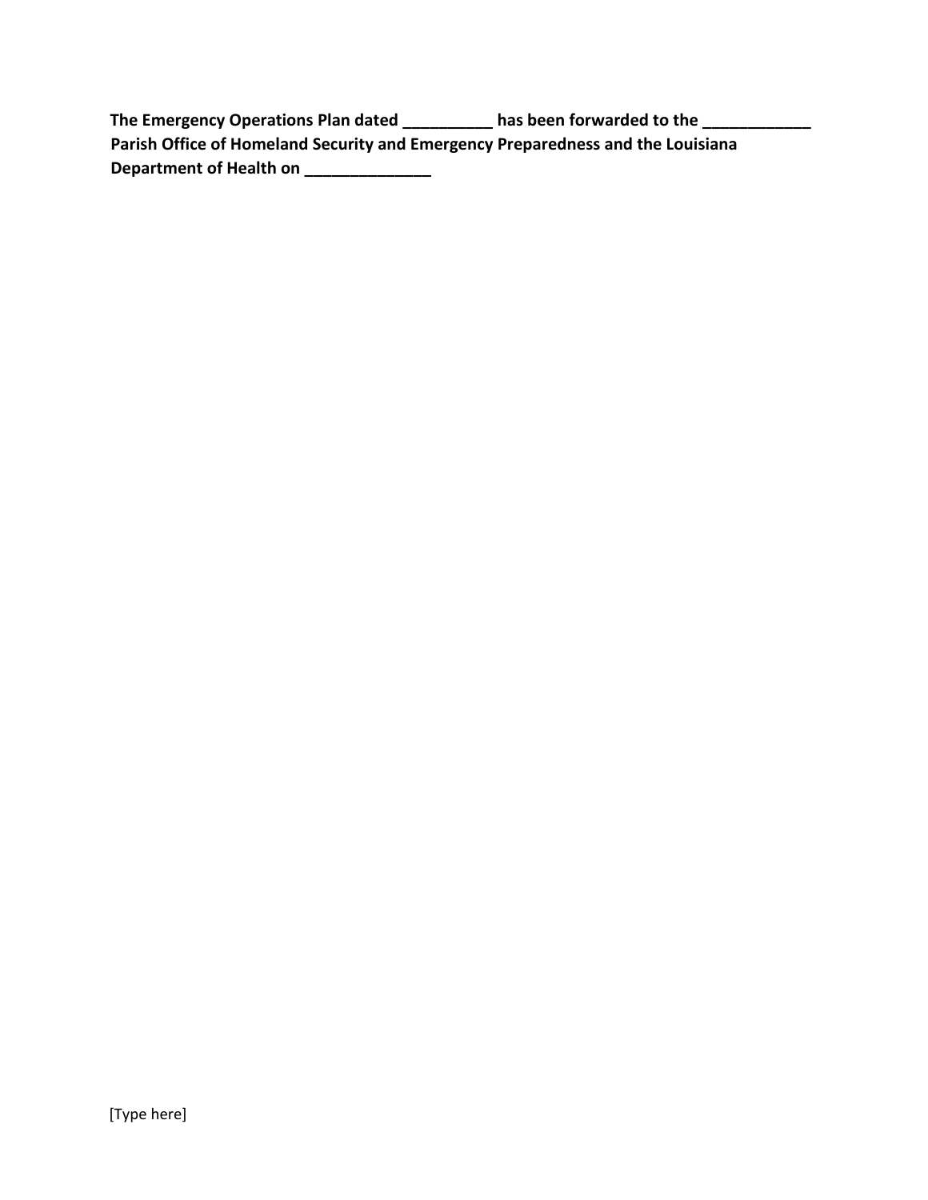**The Emergency Operations Plan dated __________ has been forwarded to the ____________ Parish Office of Homeland Security and Emergency Preparedness and the Louisiana Department of Health on ______________**

[Type here]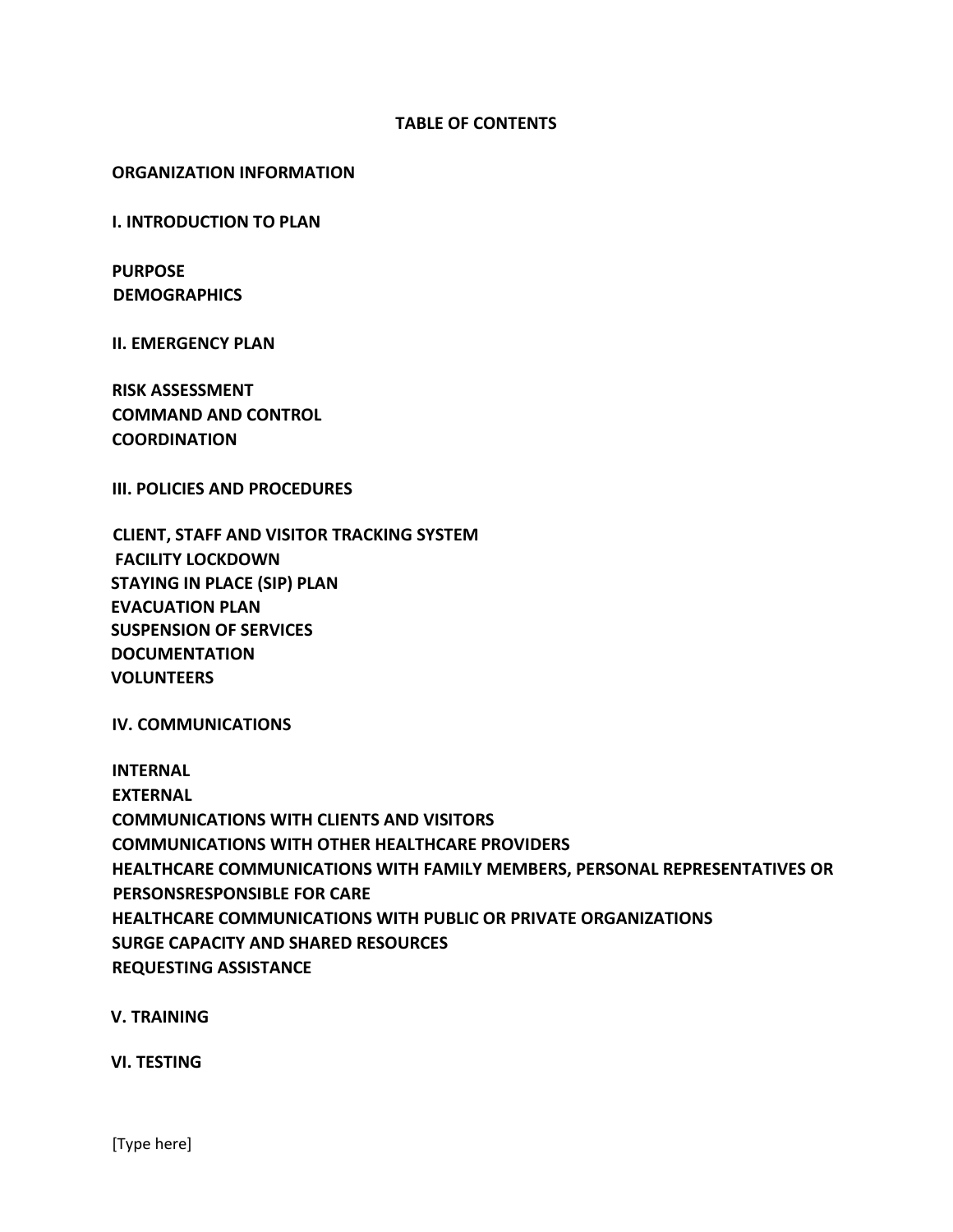# TABLE OF CONTENTS

**ORGANIZATION INFORMATION**

**I. INTRODUCTION TO PLAN**

**PURPOSE**
**DEMOGRAPHICS**

**II. EMERGENCY PLAN**

**RISK ASSESSMENT**
**COMMAND AND CONTROL**
**COORDINATION**

**III. POLICIES AND PROCEDURES**

**CLIENT, STAFF AND VISITOR TRACKING SYSTEM**
**FACILITY LOCKDOWN**
**STAYING IN PLACE (SIP) PLAN**
**EVACUATION PLAN**
**SUSPENSION OF SERVICES**
**DOCUMENTATION**
**VOLUNTEERS**

**IV. COMMUNICATIONS**

**INTERNAL**
**EXTERNAL**
**COMMUNICATIONS WITH CLIENTS AND VISITORS**
**COMMUNICATIONS WITH OTHER HEALTHCARE PROVIDERS**
**HEALTHCARE COMMUNICATIONS WITH FAMILY MEMBERS, PERSONAL REPRESENTATIVES OR PERSONSRESPONSIBLE FOR CARE**
**HEALTHCARE COMMUNICATIONS WITH PUBLIC OR PRIVATE ORGANIZATIONS**
**SURGE CAPACITY AND SHARED RESOURCES**
**REQUESTING ASSISTANCE**

**V. TRAINING**

**VI. TESTING**

[Type here]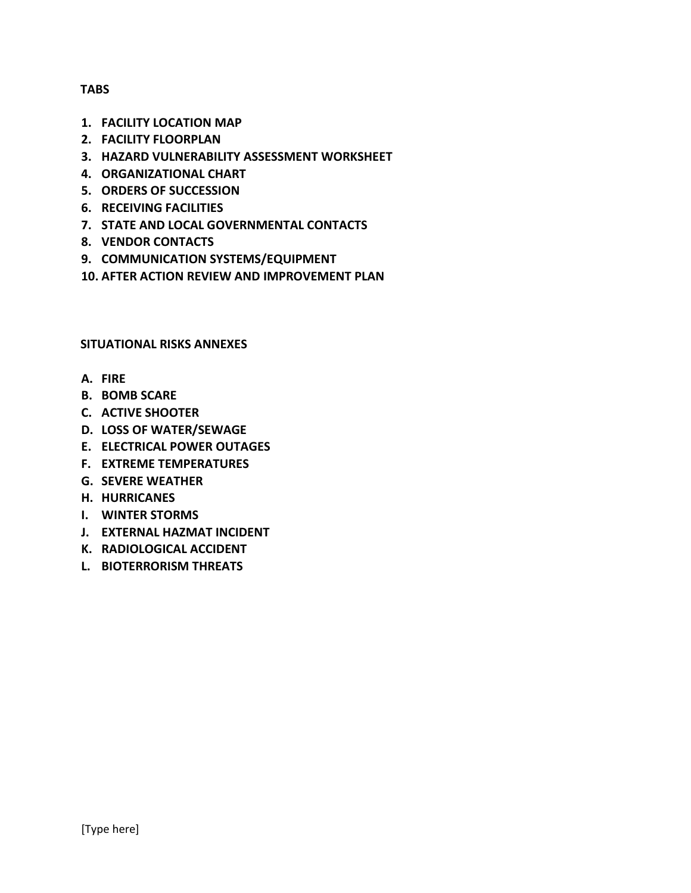**TABS**

1. **FACILITY LOCATION MAP**
2. **FACILITY FLOORPLAN**
3. **HAZARD VULNERABILITY ASSESSMENT WORKSHEET**
4. **ORGANIZATIONAL CHART**
5. **ORDERS OF SUCCESSION**
6. **RECEIVING FACILITIES**
7. **STATE AND LOCAL GOVERNMENTAL CONTACTS**
8. **VENDOR CONTACTS**
9. **COMMUNICATION SYSTEMS/EQUIPMENT**
10. **AFTER ACTION REVIEW AND IMPROVEMENT PLAN**

**SITUATIONAL RISKS ANNEXES**

A. **FIRE**
B. **BOMB SCARE**
C. **ACTIVE SHOOTER**
D. **LOSS OF WATER/SEWAGE**
E. **ELECTRICAL POWER OUTAGES**
F. **EXTREME TEMPERATURES**
G. **SEVERE WEATHER**
H. **HURRICANES**
I. **WINTER STORMS**
J. **EXTERNAL HAZMAT INCIDENT**
K. **RADIOLOGICAL ACCIDENT**
L. **BIOTERRORISM THREATS**

[Type here]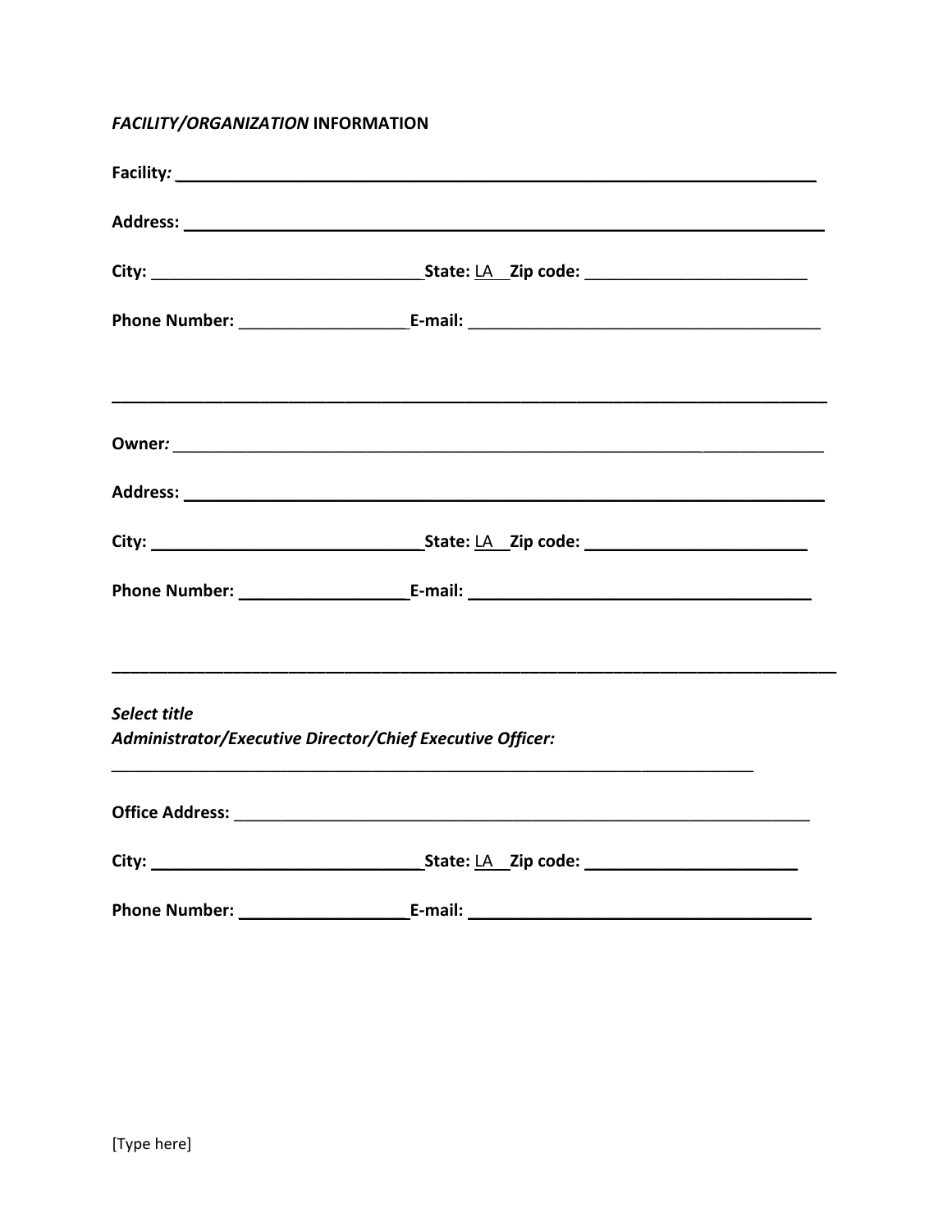***FACILITY/ORGANIZATION* INFORMATION**

**Facility*:*** ______________________________________________________________________

**Address:** ______________________________________________________________________

**City:** ______________________________ **State:** LA **Zip code:** ________________________

**Phone Number:** __________________ **E-mail:** ______________________________________

---

**Owner*:*** ______________________________________________________________________

**Address:** ______________________________________________________________________

**City:** ______________________________ **State:** LA **Zip code:** ________________________

**Phone Number:** __________________ **E-mail:** ______________________________________

---

***Select title***
***Administrator/Executive Director/Chief Executive Officer:***

________________________________________________________________________

**Office Address:** _______________________________________________________________

**City:** ______________________________ **State:** LA **Zip code:** ________________________

**Phone Number:** __________________ **E-mail:** ______________________________________

[Type here]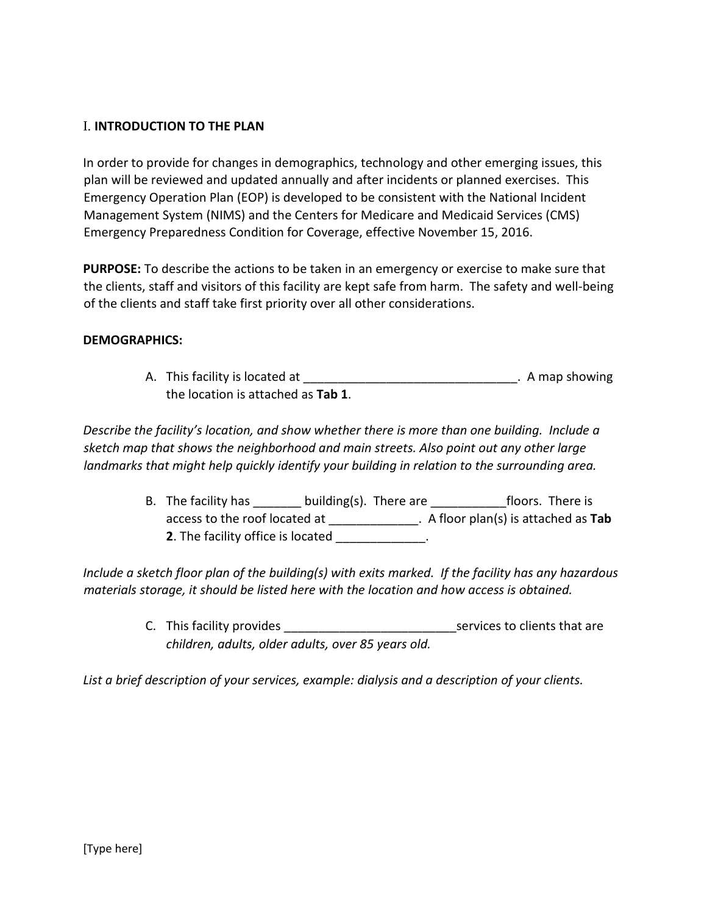## I. INTRODUCTION TO THE PLAN

In order to provide for changes in demographics, technology and other emerging issues, this plan will be reviewed and updated annually and after incidents or planned exercises. This Emergency Operation Plan (EOP) is developed to be consistent with the National Incident Management System (NIMS) and the Centers for Medicare and Medicaid Services (CMS) Emergency Preparedness Condition for Coverage, effective November 15, 2016.

**PURPOSE:** To describe the actions to be taken in an emergency or exercise to make sure that the clients, staff and visitors of this facility are kept safe from harm. The safety and well-being of the clients and staff take first priority over all other considerations.

**DEMOGRAPHICS:**

A. This facility is located at _______________________________. A map showing the location is attached as **Tab 1**.

*Describe the facility's location, and show whether there is more than one building. Include a sketch map that shows the neighborhood and main streets. Also point out any other large landmarks that might help quickly identify your building in relation to the surrounding area.*

B. The facility has _______ building(s). There are ___________floors. There is access to the roof located at _____________. A floor plan(s) is attached as **Tab 2**. The facility office is located _____________.

*Include a sketch floor plan of the building(s) with exits marked. If the facility has any hazardous materials storage, it should be listed here with the location and how access is obtained.*

C. This facility provides ________________________services to clients that are *children, adults, older adults, over 85 years old.*

*List a brief description of your services, example: dialysis and a description of your clients.*

[Type here]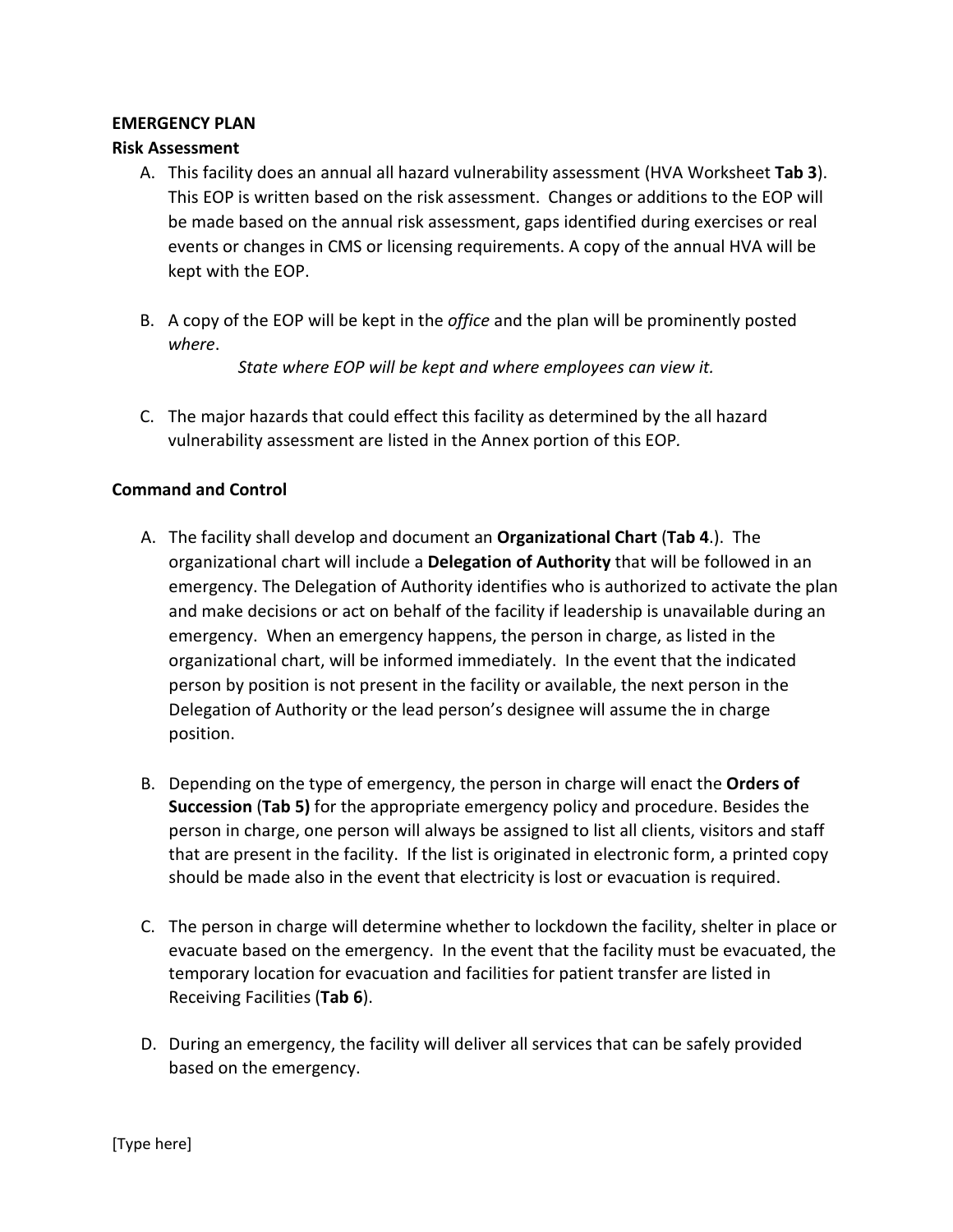**EMERGENCY PLAN**

**Risk Assessment**

A. This facility does an annual all hazard vulnerability assessment (HVA Worksheet **Tab 3**). This EOP is written based on the risk assessment. Changes or additions to the EOP will be made based on the annual risk assessment, gaps identified during exercises or real events or changes in CMS or licensing requirements. A copy of the annual HVA will be kept with the EOP.

B. A copy of the EOP will be kept in the *office* and the plan will be prominently posted *where*.

   *State where EOP will be kept and where employees can view it.*

C. The major hazards that could effect this facility as determined by the all hazard vulnerability assessment are listed in the Annex portion of this EOP.

**Command and Control**

A. The facility shall develop and document an **Organizational Chart** (**Tab 4**.). The organizational chart will include a **Delegation of Authority** that will be followed in an emergency. The Delegation of Authority identifies who is authorized to activate the plan and make decisions or act on behalf of the facility if leadership is unavailable during an emergency. When an emergency happens, the person in charge, as listed in the organizational chart, will be informed immediately. In the event that the indicated person by position is not present in the facility or available, the next person in the Delegation of Authority or the lead person's designee will assume the in charge position.

B. Depending on the type of emergency, the person in charge will enact the **Orders of Succession** (**Tab 5)** for the appropriate emergency policy and procedure. Besides the person in charge, one person will always be assigned to list all clients, visitors and staff that are present in the facility. If the list is originated in electronic form, a printed copy should be made also in the event that electricity is lost or evacuation is required.

C. The person in charge will determine whether to lockdown the facility, shelter in place or evacuate based on the emergency. In the event that the facility must be evacuated, the temporary location for evacuation and facilities for patient transfer are listed in Receiving Facilities (**Tab 6**).

D. During an emergency, the facility will deliver all services that can be safely provided based on the emergency.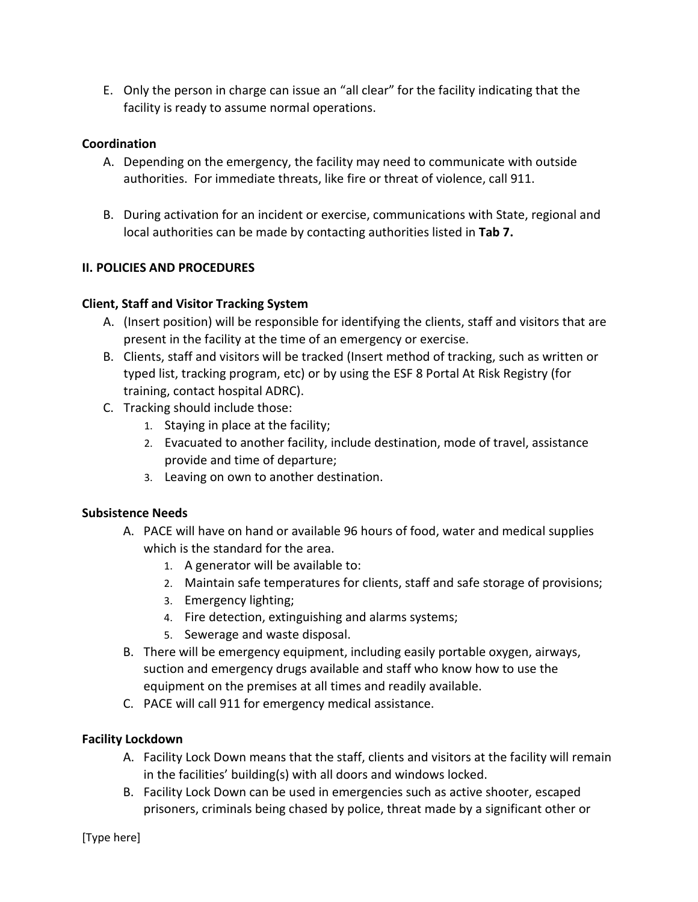E. Only the person in charge can issue an "all clear" for the facility indicating that the facility is ready to assume normal operations.

**Coordination**

A. Depending on the emergency, the facility may need to communicate with outside authorities. For immediate threats, like fire or threat of violence, call 911.

B. During activation for an incident or exercise, communications with State, regional and local authorities can be made by contacting authorities listed in **Tab 7.**

**II. POLICIES AND PROCEDURES**

**Client, Staff and Visitor Tracking System**

A. (Insert position) will be responsible for identifying the clients, staff and visitors that are present in the facility at the time of an emergency or exercise.
B. Clients, staff and visitors will be tracked (Insert method of tracking, such as written or typed list, tracking program, etc) or by using the ESF 8 Portal At Risk Registry (for training, contact hospital ADRC).
C. Tracking should include those:
   1. Staying in place at the facility;
   2. Evacuated to another facility, include destination, mode of travel, assistance provide and time of departure;
   3. Leaving on own to another destination.

**Subsistence Needs**

A. PACE will have on hand or available 96 hours of food, water and medical supplies which is the standard for the area.
   1. A generator will be available to:
   2. Maintain safe temperatures for clients, staff and safe storage of provisions;
   3. Emergency lighting;
   4. Fire detection, extinguishing and alarms systems;
   5. Sewerage and waste disposal.
B. There will be emergency equipment, including easily portable oxygen, airways, suction and emergency drugs available and staff who know how to use the equipment on the premises at all times and readily available.
C. PACE will call 911 for emergency medical assistance.

**Facility Lockdown**

A. Facility Lock Down means that the staff, clients and visitors at the facility will remain in the facilities' building(s) with all doors and windows locked.
B. Facility Lock Down can be used in emergencies such as active shooter, escaped prisoners, criminals being chased by police, threat made by a significant other or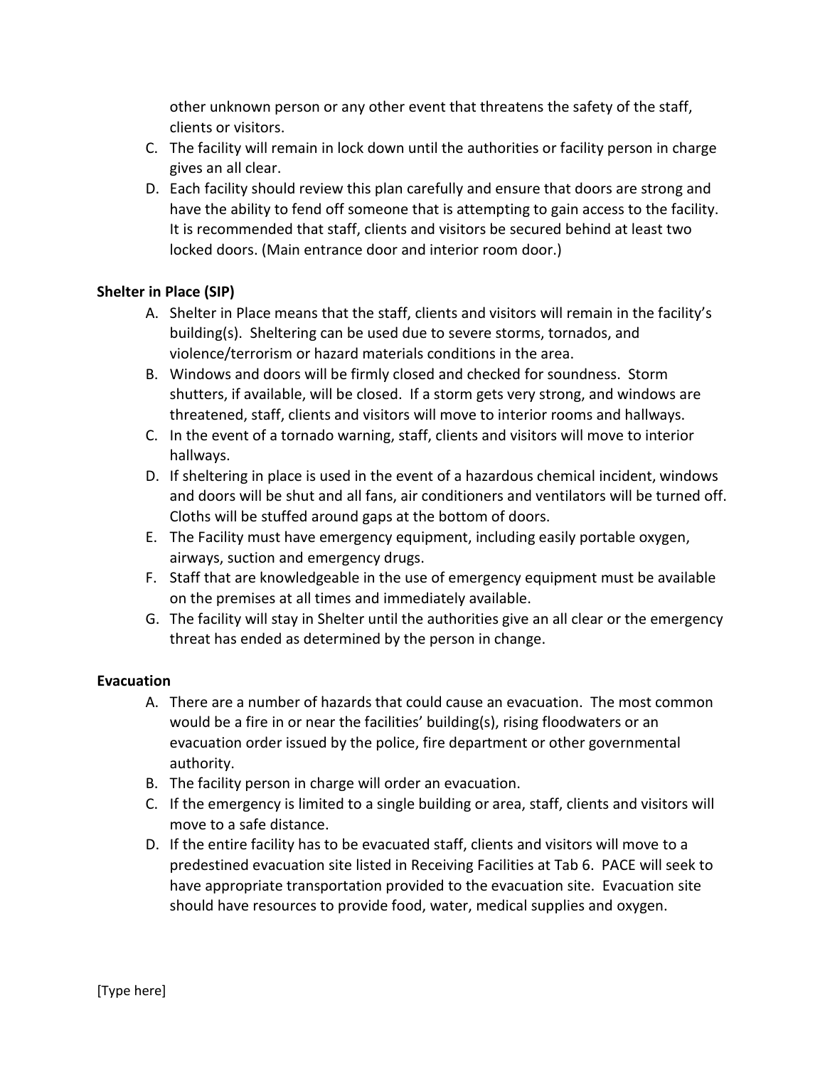other unknown person or any other event that threatens the safety of the staff, clients or visitors.

C. The facility will remain in lock down until the authorities or facility person in charge gives an all clear.

D. Each facility should review this plan carefully and ensure that doors are strong and have the ability to fend off someone that is attempting to gain access to the facility. It is recommended that staff, clients and visitors be secured behind at least two locked doors. (Main entrance door and interior room door.)

**Shelter in Place (SIP)**

A. Shelter in Place means that the staff, clients and visitors will remain in the facility's building(s). Sheltering can be used due to severe storms, tornados, and violence/terrorism or hazard materials conditions in the area.

B. Windows and doors will be firmly closed and checked for soundness. Storm shutters, if available, will be closed. If a storm gets very strong, and windows are threatened, staff, clients and visitors will move to interior rooms and hallways.

C. In the event of a tornado warning, staff, clients and visitors will move to interior hallways.

D. If sheltering in place is used in the event of a hazardous chemical incident, windows and doors will be shut and all fans, air conditioners and ventilators will be turned off. Cloths will be stuffed around gaps at the bottom of doors.

E. The Facility must have emergency equipment, including easily portable oxygen, airways, suction and emergency drugs.

F. Staff that are knowledgeable in the use of emergency equipment must be available on the premises at all times and immediately available.

G. The facility will stay in Shelter until the authorities give an all clear or the emergency threat has ended as determined by the person in change.

**Evacuation**

A. There are a number of hazards that could cause an evacuation. The most common would be a fire in or near the facilities' building(s), rising floodwaters or an evacuation order issued by the police, fire department or other governmental authority.

B. The facility person in charge will order an evacuation.

C. If the emergency is limited to a single building or area, staff, clients and visitors will move to a safe distance.

D. If the entire facility has to be evacuated staff, clients and visitors will move to a predestined evacuation site listed in Receiving Facilities at Tab 6. PACE will seek to have appropriate transportation provided to the evacuation site. Evacuation site should have resources to provide food, water, medical supplies and oxygen.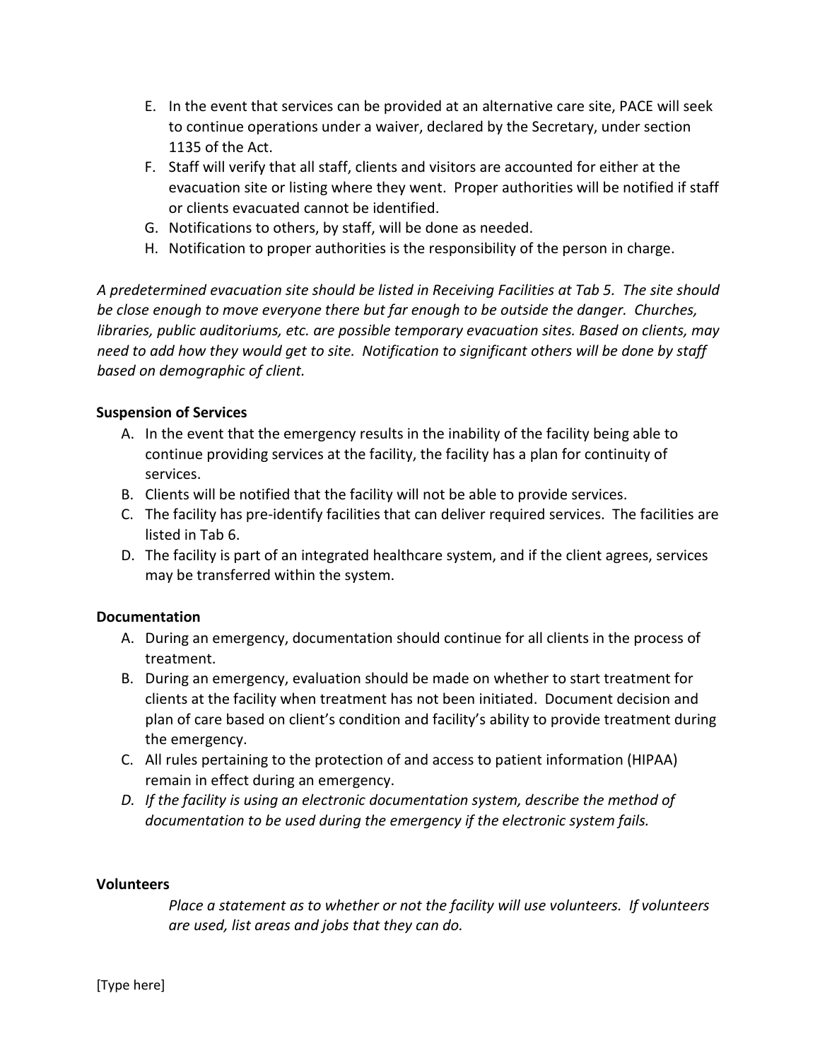E. In the event that services can be provided at an alternative care site, PACE will seek to continue operations under a waiver, declared by the Secretary, under section 1135 of the Act.
F. Staff will verify that all staff, clients and visitors are accounted for either at the evacuation site or listing where they went. Proper authorities will be notified if staff or clients evacuated cannot be identified.
G. Notifications to others, by staff, will be done as needed.
H. Notification to proper authorities is the responsibility of the person in charge.

*A predetermined evacuation site should be listed in Receiving Facilities at Tab 5. The site should be close enough to move everyone there but far enough to be outside the danger. Churches, libraries, public auditoriums, etc. are possible temporary evacuation sites. Based on clients, may need to add how they would get to site. Notification to significant others will be done by staff based on demographic of client.*

**Suspension of Services**

A. In the event that the emergency results in the inability of the facility being able to continue providing services at the facility, the facility has a plan for continuity of services.
B. Clients will be notified that the facility will not be able to provide services.
C. The facility has pre-identify facilities that can deliver required services. The facilities are listed in Tab 6.
D. The facility is part of an integrated healthcare system, and if the client agrees, services may be transferred within the system.

**Documentation**

A. During an emergency, documentation should continue for all clients in the process of treatment.
B. During an emergency, evaluation should be made on whether to start treatment for clients at the facility when treatment has not been initiated. Document decision and plan of care based on client's condition and facility's ability to provide treatment during the emergency.
C. All rules pertaining to the protection of and access to patient information (HIPAA) remain in effect during an emergency.
D. *If the facility is using an electronic documentation system, describe the method of documentation to be used during the emergency if the electronic system fails.*

**Volunteers**

*Place a statement as to whether or not the facility will use volunteers. If volunteers are used, list areas and jobs that they can do.*

[Type here]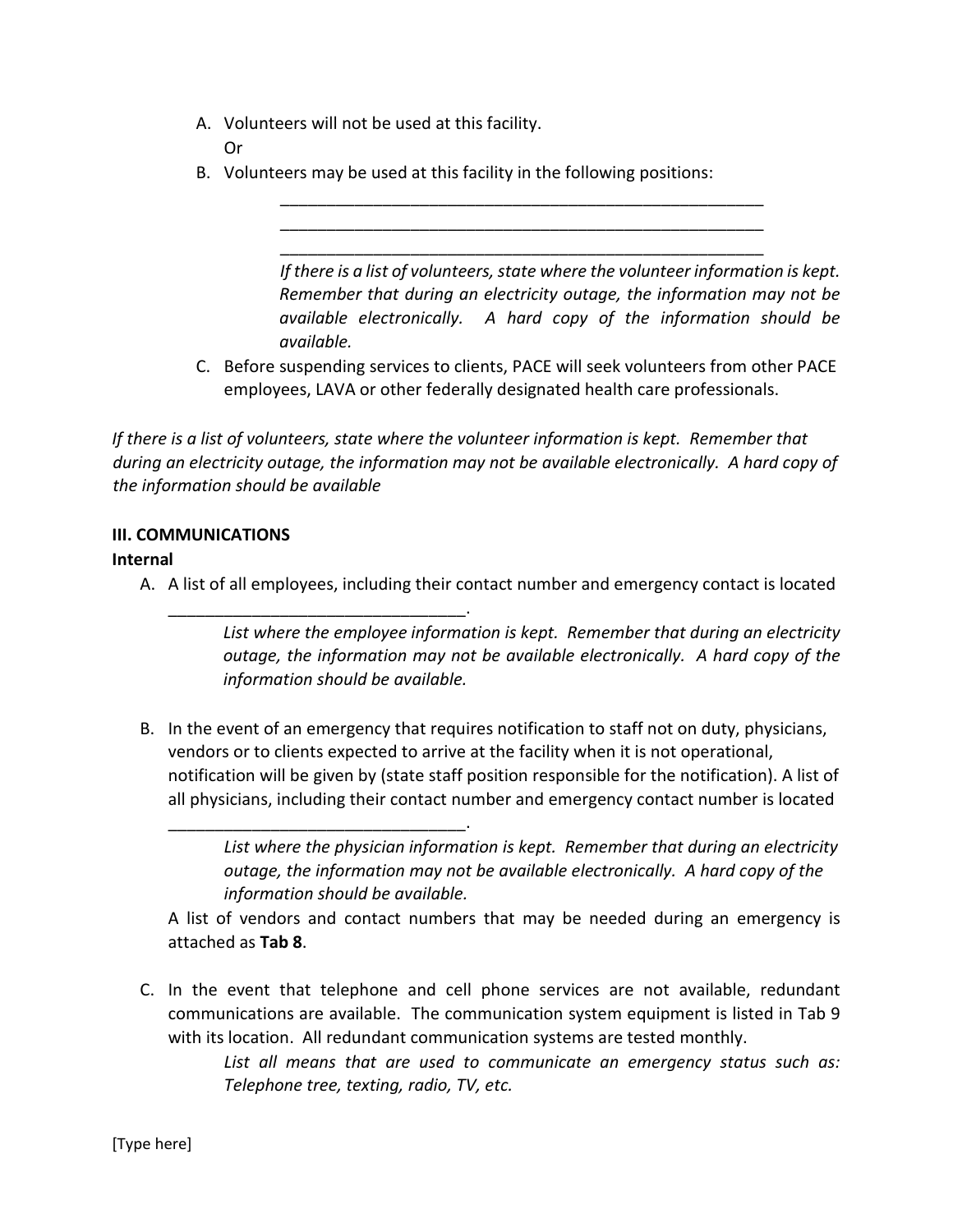A. Volunteers will not be used at this facility.
   Or
B. Volunteers may be used at this facility in the following positions:

   _______________________________________________________
   _______________________________________________________
   _______________________________________________________

   *If there is a list of volunteers, state where the volunteer information is kept. Remember that during an electricity outage, the information may not be available electronically. A hard copy of the information should be available.*

C. Before suspending services to clients, PACE will seek volunteers from other PACE employees, LAVA or other federally designated health care professionals.

*If there is a list of volunteers, state where the volunteer information is kept. Remember that during an electricity outage, the information may not be available electronically. A hard copy of the information should be available*

**III. COMMUNICATIONS**

**Internal**

A. A list of all employees, including their contact number and emergency contact is located _________________________________.

   *List where the employee information is kept. Remember that during an electricity outage, the information may not be available electronically. A hard copy of the information should be available.*

B. In the event of an emergency that requires notification to staff not on duty, physicians, vendors or to clients expected to arrive at the facility when it is not operational, notification will be given by (state staff position responsible for the notification). A list of all physicians, including their contact number and emergency contact number is located _________________________________.

   *List where the physician information is kept. Remember that during an electricity outage, the information may not be available electronically. A hard copy of the information should be available.*

   A list of vendors and contact numbers that may be needed during an emergency is attached as **Tab 8**.

C. In the event that telephone and cell phone services are not available, redundant communications are available. The communication system equipment is listed in Tab 9 with its location. All redundant communication systems are tested monthly.

   *List all means that are used to communicate an emergency status such as: Telephone tree, texting, radio, TV, etc.*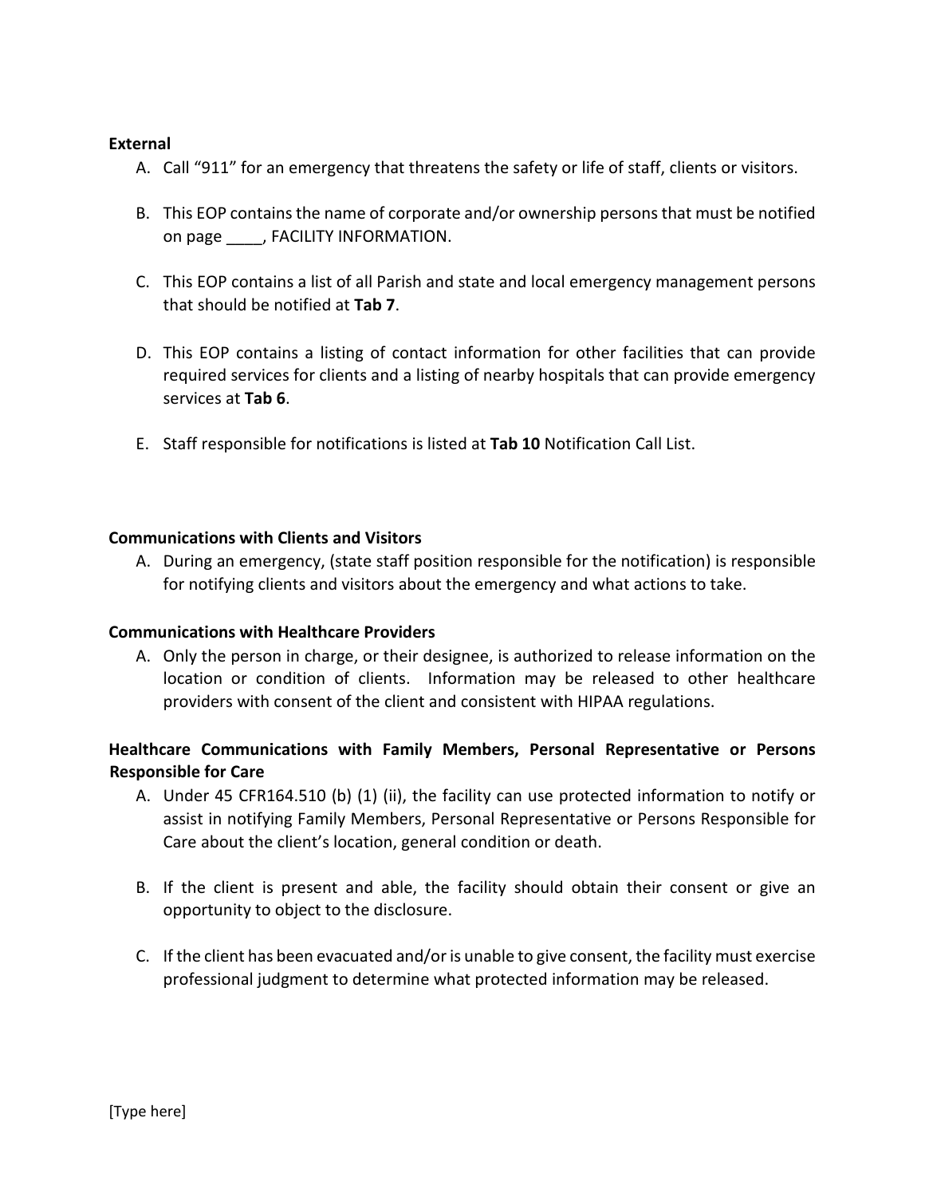**External**

A. Call "911" for an emergency that threatens the safety or life of staff, clients or visitors.

B. This EOP contains the name of corporate and/or ownership persons that must be notified on page ____, FACILITY INFORMATION.

C. This EOP contains a list of all Parish and state and local emergency management persons that should be notified at **Tab 7**.

D. This EOP contains a listing of contact information for other facilities that can provide required services for clients and a listing of nearby hospitals that can provide emergency services at **Tab 6**.

E. Staff responsible for notifications is listed at **Tab 10** Notification Call List.

**Communications with Clients and Visitors**

A. During an emergency, (state staff position responsible for the notification) is responsible for notifying clients and visitors about the emergency and what actions to take.

**Communications with Healthcare Providers**

A. Only the person in charge, or their designee, is authorized to release information on the location or condition of clients. Information may be released to other healthcare providers with consent of the client and consistent with HIPAA regulations.

**Healthcare Communications with Family Members, Personal Representative or Persons Responsible for Care**

A. Under 45 CFR164.510 (b) (1) (ii), the facility can use protected information to notify or assist in notifying Family Members, Personal Representative or Persons Responsible for Care about the client's location, general condition or death.

B. If the client is present and able, the facility should obtain their consent or give an opportunity to object to the disclosure.

C. If the client has been evacuated and/or is unable to give consent, the facility must exercise professional judgment to determine what protected information may be released.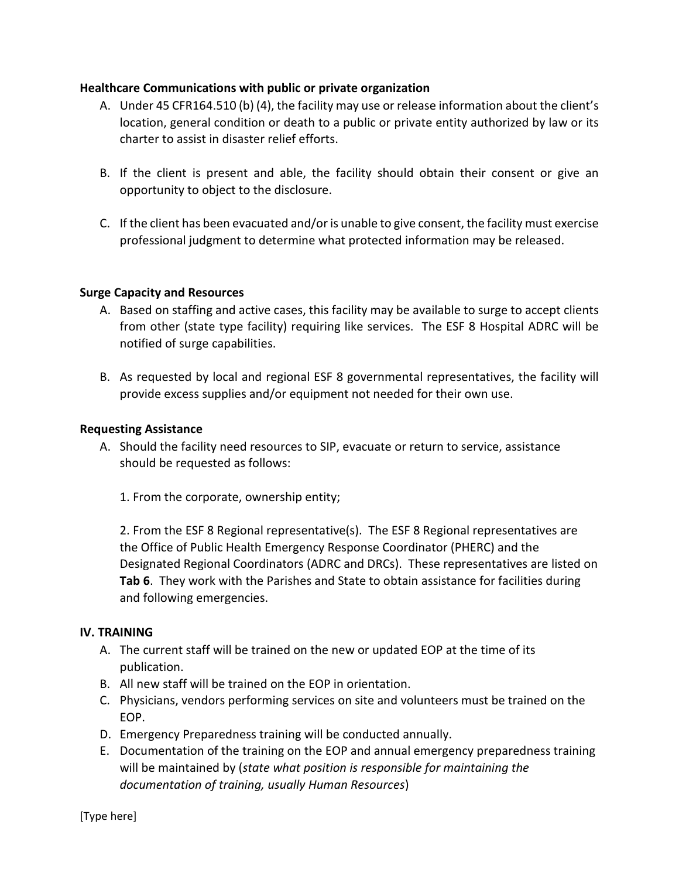**Healthcare Communications with public or private organization**

A. Under 45 CFR164.510 (b) (4), the facility may use or release information about the client's location, general condition or death to a public or private entity authorized by law or its charter to assist in disaster relief efforts.

B. If the client is present and able, the facility should obtain their consent or give an opportunity to object to the disclosure.

C. If the client has been evacuated and/or is unable to give consent, the facility must exercise professional judgment to determine what protected information may be released.

**Surge Capacity and Resources**

A. Based on staffing and active cases, this facility may be available to surge to accept clients from other (state type facility) requiring like services. The ESF 8 Hospital ADRC will be notified of surge capabilities.

B. As requested by local and regional ESF 8 governmental representatives, the facility will provide excess supplies and/or equipment not needed for their own use.

**Requesting Assistance**

A. Should the facility need resources to SIP, evacuate or return to service, assistance should be requested as follows:

   1. From the corporate, ownership entity;

   2. From the ESF 8 Regional representative(s). The ESF 8 Regional representatives are the Office of Public Health Emergency Response Coordinator (PHERC) and the Designated Regional Coordinators (ADRC and DRCs). These representatives are listed on **Tab 6**. They work with the Parishes and State to obtain assistance for facilities during and following emergencies.

**IV. TRAINING**

A. The current staff will be trained on the new or updated EOP at the time of its publication.
B. All new staff will be trained on the EOP in orientation.
C. Physicians, vendors performing services on site and volunteers must be trained on the EOP.
D. Emergency Preparedness training will be conducted annually.
E. Documentation of the training on the EOP and annual emergency preparedness training will be maintained by (*state what position is responsible for maintaining the documentation of training, usually Human Resources*)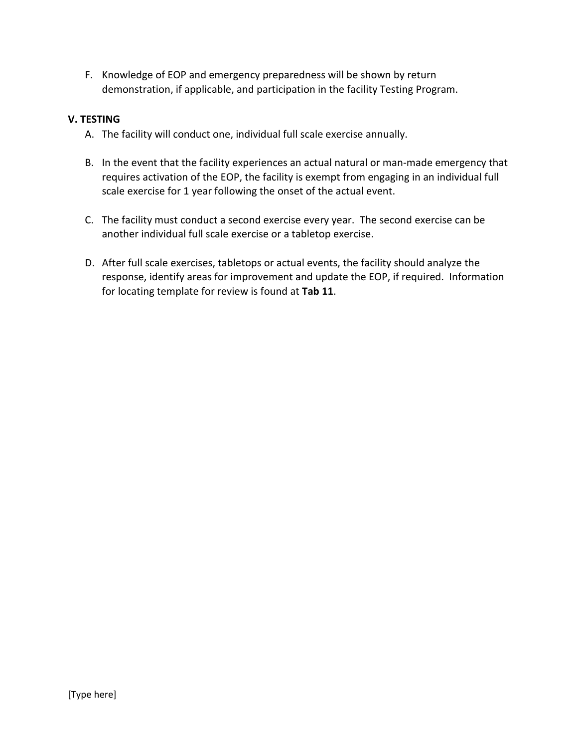F. Knowledge of EOP and emergency preparedness will be shown by return demonstration, if applicable, and participation in the facility Testing Program.

**V. TESTING**

A. The facility will conduct one, individual full scale exercise annually.

B. In the event that the facility experiences an actual natural or man-made emergency that requires activation of the EOP, the facility is exempt from engaging in an individual full scale exercise for 1 year following the onset of the actual event.

C. The facility must conduct a second exercise every year. The second exercise can be another individual full scale exercise or a tabletop exercise.

D. After full scale exercises, tabletops or actual events, the facility should analyze the response, identify areas for improvement and update the EOP, if required. Information for locating template for review is found at **Tab 11**.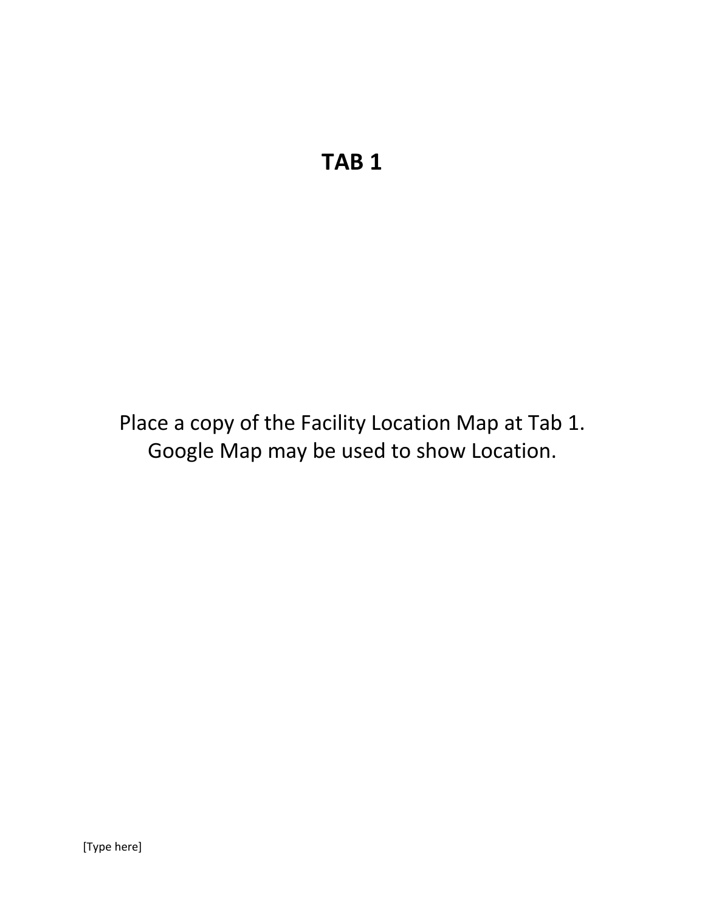# TAB 1

Place a copy of the Facility Location Map at Tab 1.
Google Map may be used to show Location.

[Type here]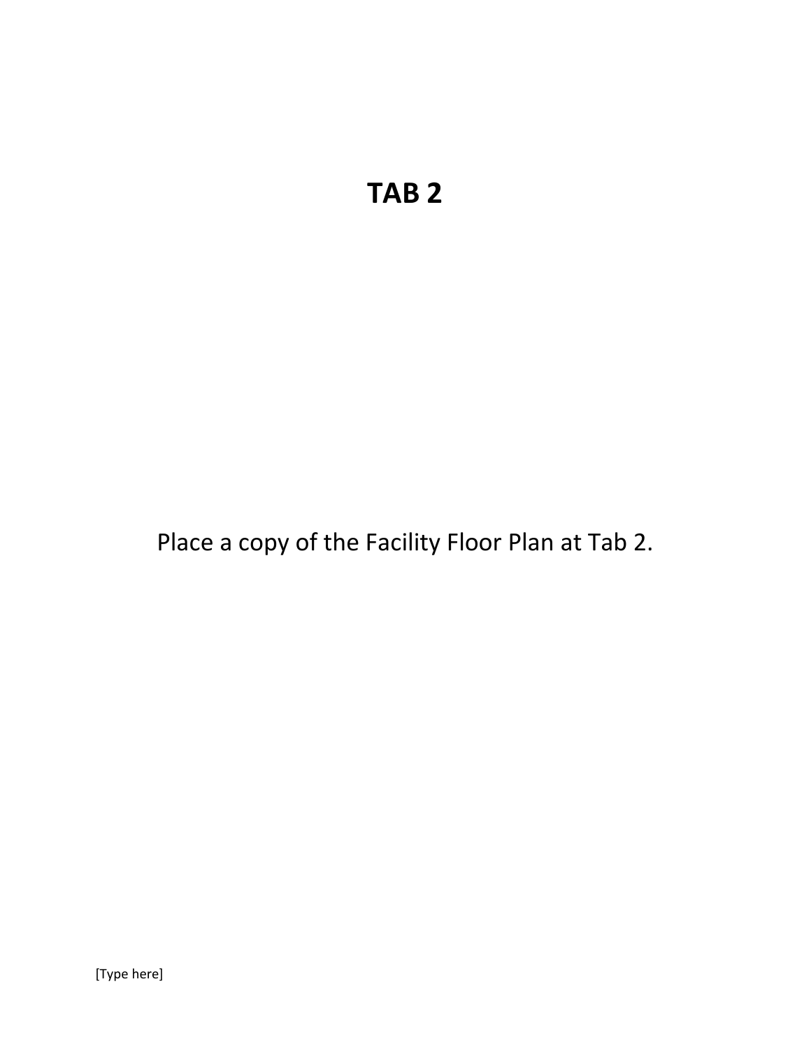# TAB 2

Place a copy of the Facility Floor Plan at Tab 2.

[Type here]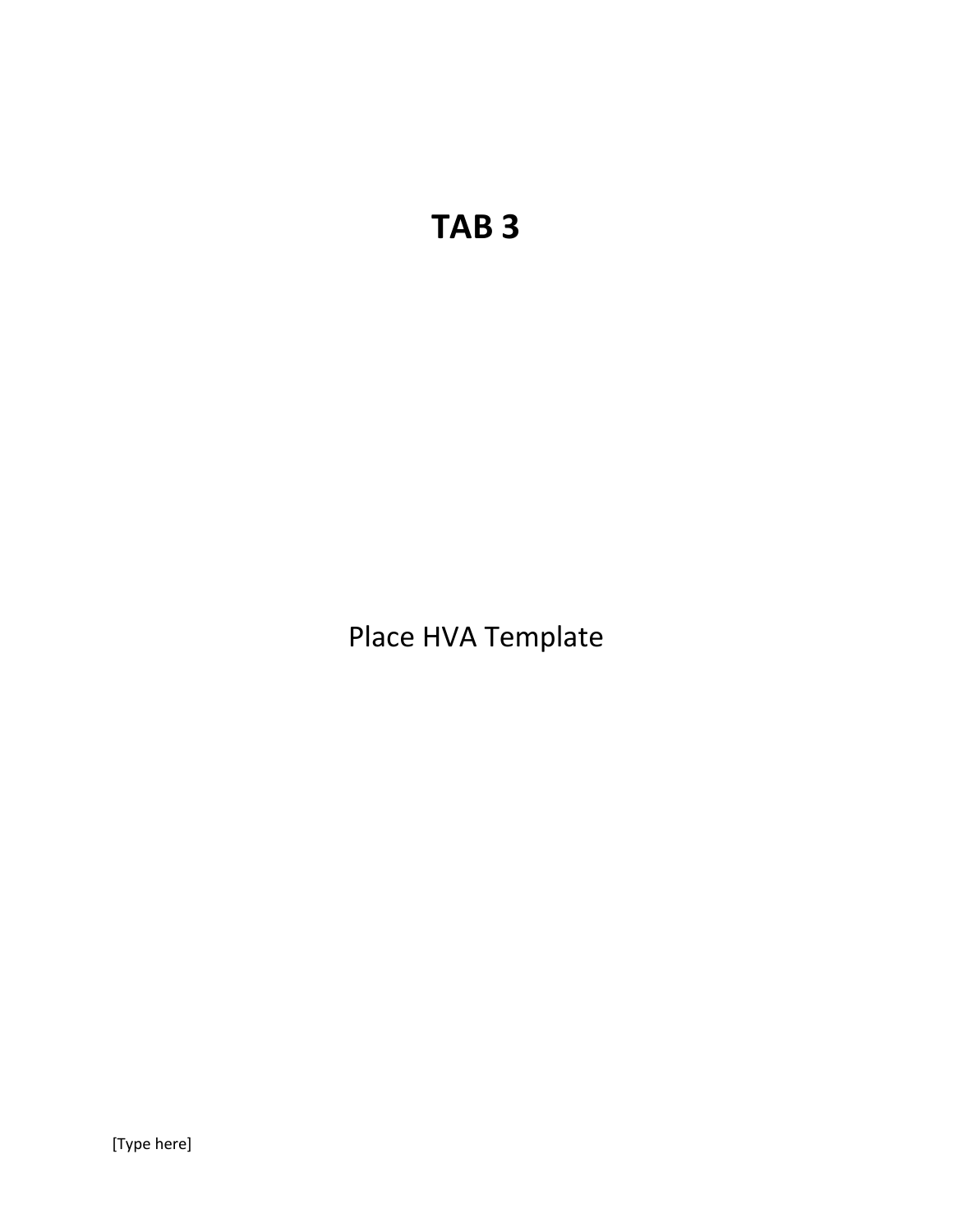# TAB 3

Place HVA Template

[Type here]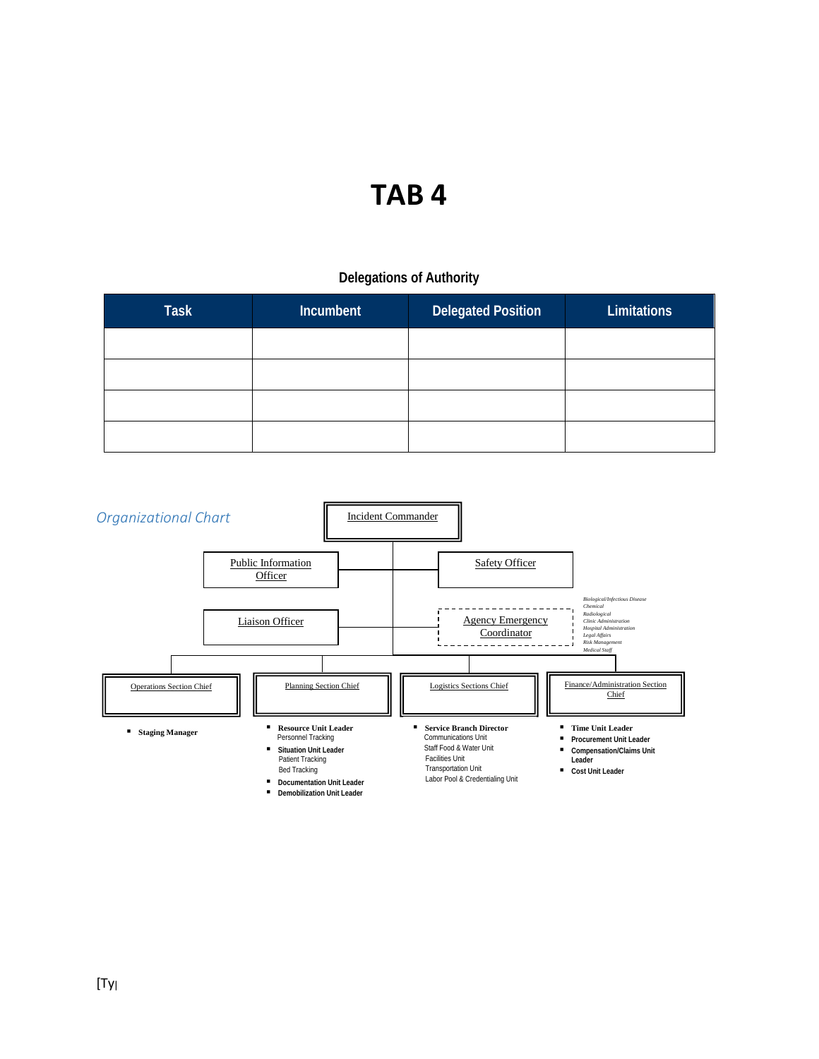# TAB 4

## Delegations of Authority

| Task | Incumbent | Delegated Position | Limitations |
|---|---|---|---|
| | | | |
| | | | |
| | | | |
| | | | |

*Organizational Chart*

Incident Commander

Public Information Officer

Safety Officer

Liaison Officer

Agency Emergency Coordinator

*Biological/Infectious Disease*
*Chemical*
*Radiological*
*Clinic Administration*
*Hospital Administration*
*Legal Affairs*
*Risk Management*
*Medical Staff*

Operations Section Chief

- **Staging Manager**

Planning Section Chief

- **Resource Unit Leader**
  Personnel Tracking
- **Situation Unit Leader**
  Patient Tracking
  Bed Tracking
- **Documentation Unit Leader**
- **Demobilization Unit Leader**

Logistics Sections Chief

- **Service Branch Director**
  Communications Unit
  Staff Food & Water Unit
  Facilities Unit
  Transportation Unit
  Labor Pool & Credentialing Unit

Finance/Administration Section Chief

- **Time Unit Leader**
- **Procurement Unit Leader**
- **Compensation/Claims Unit Leader**
- **Cost Unit Leader**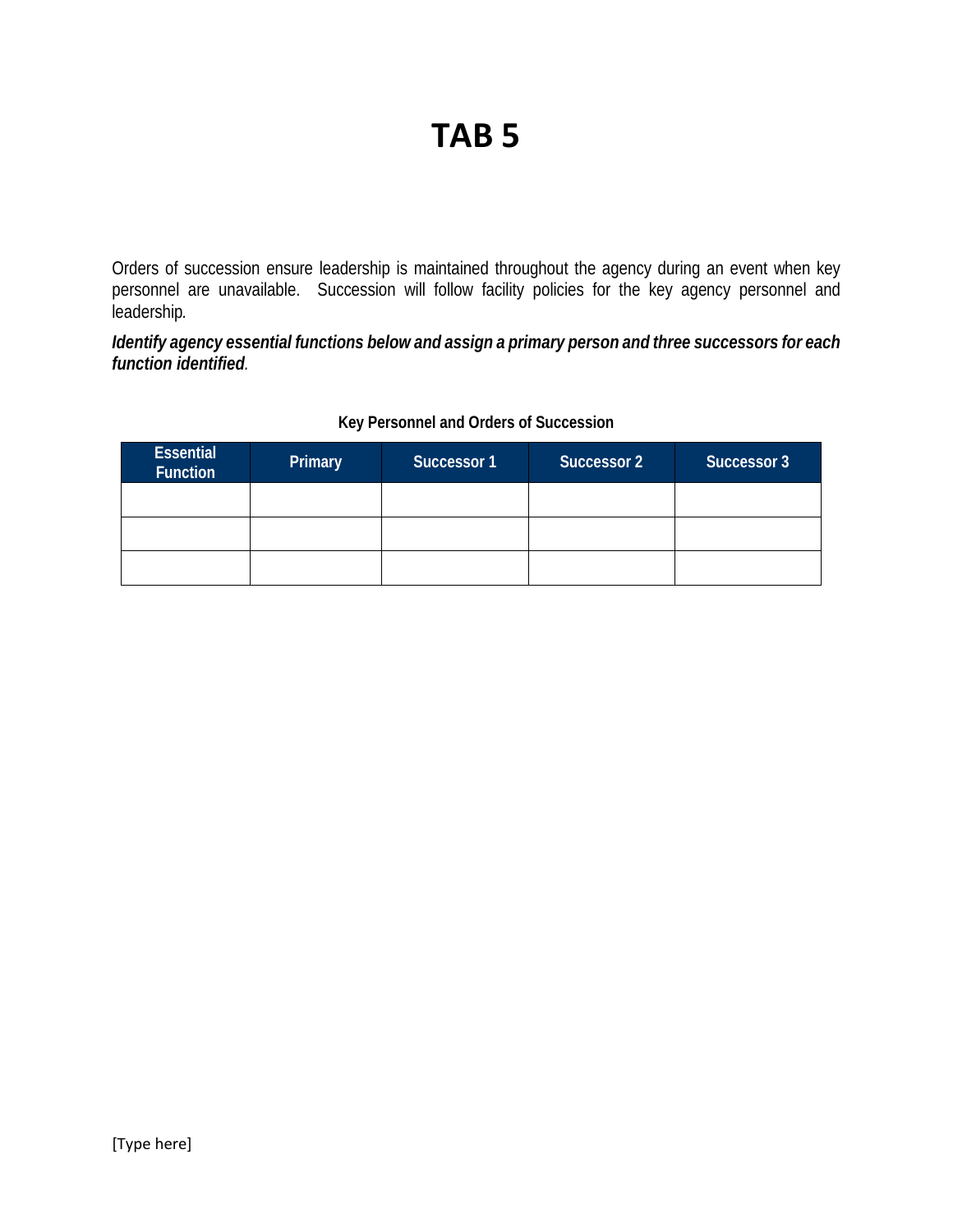# TAB 5

Orders of succession ensure leadership is maintained throughout the agency during an event when key personnel are unavailable. Succession will follow facility policies for the key agency personnel and leadership.

***Identify agency essential functions below and assign a primary person and three successors for each function identified.***

**Key Personnel and Orders of Succession**

| Essential Function | Primary | Successor 1 | Successor 2 | Successor 3 |
|---|---|---|---|---|
| | | | | |
| | | | | |
| | | | | |

[Type here]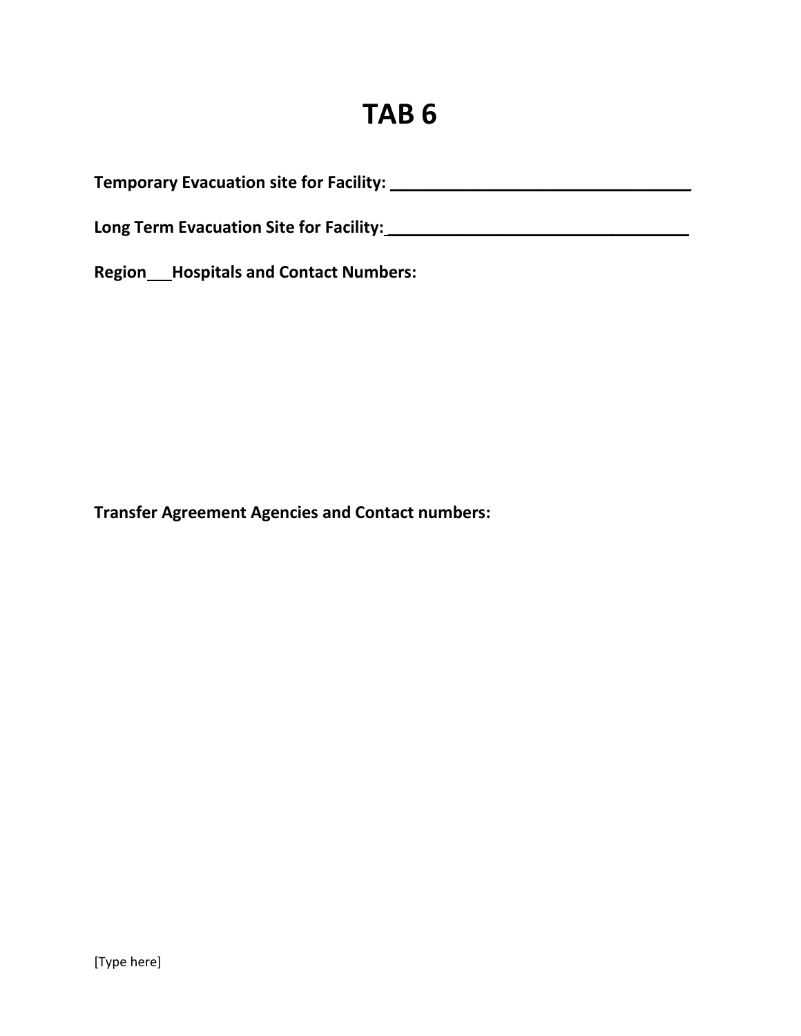# TAB 6

**Temporary Evacuation site for Facility: _________________________________**

**Long Term Evacuation Site for Facility:_________________________________**

**Region___Hospitals and Contact Numbers:**

**Transfer Agreement Agencies and Contact numbers:**

[Type here]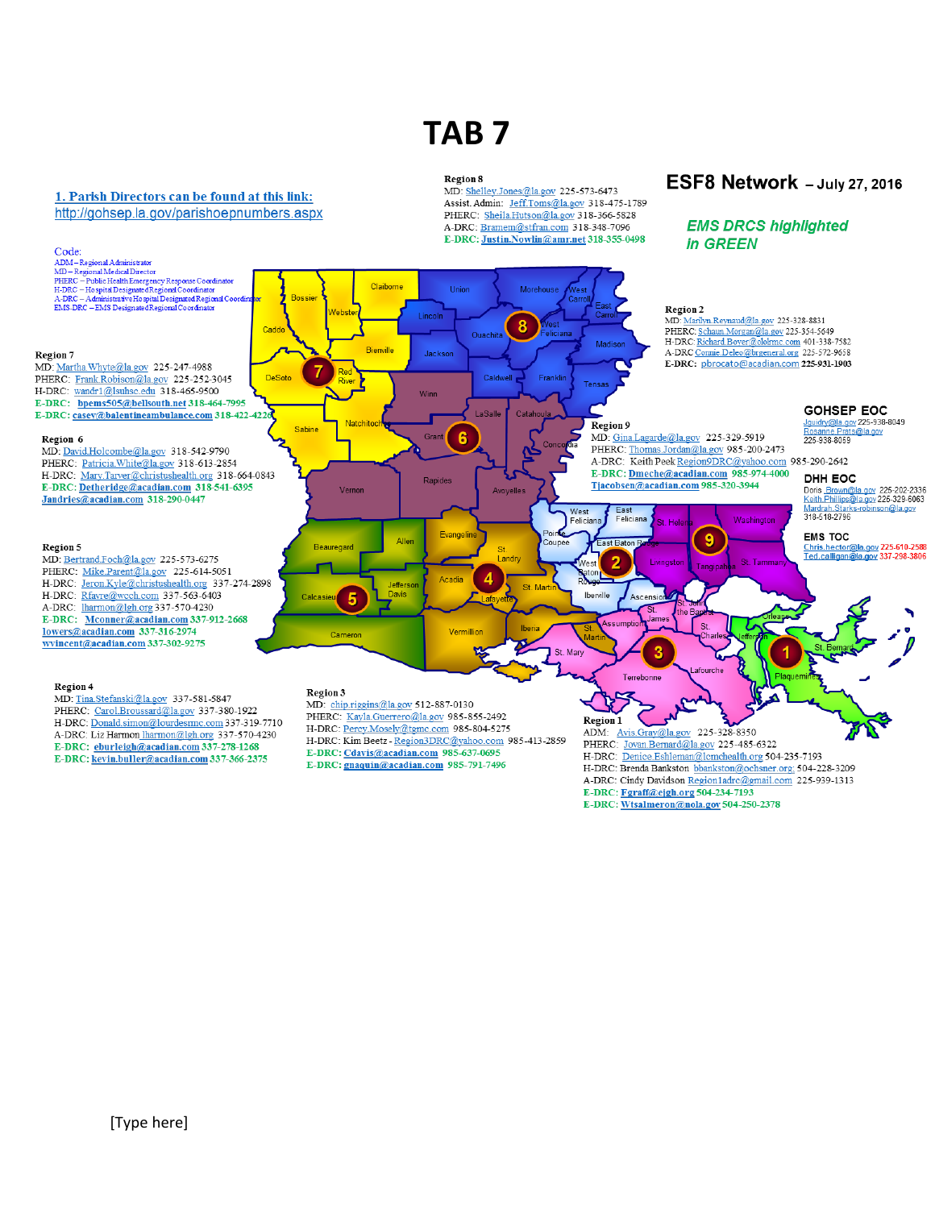# TAB 7

## ESF8 Network – July 27, 2016

***EMS DRCS highlighted in GREEN***

**1. Parish Directors can be found at this link:**
http://gohsep.la.gov/parishoepnumbers.aspx

Code:
- ADM – Regional Administrator
- MD – Regional Medical Director
- PHERC – Public Health Emergency Response Coordinator
- H-DRC – Hospital Designated Regional Coordinator
- A-DRC – Administrative Hospital Designated Regional Coordinator
- EMS-DRC – EMS Designated Regional Coordinator

**Region 8**
MD: Shelley.Jones@la.gov 225-573-6473
Assist. Admin: Jeff.Toms@la.gov 318-475-1789
PHERC: Sheila.Hutson@la.gov 318-366-5828
A-DRC: Bramem@stfran.com 318-348-7096
**E-DRC: Justin.Nowlin@amr.net 318-355-0498**

**Region 7**
MD: Martha.Whyte@la.gov 225-247-4988
PHERC: Frank.Robison@la.gov 225-252-3045
H-DRC: wandr1@lsuhsc.edu 318-465-9500
**E-DRC: bpems505@bellsouth.net 318-464-7995**
**E-DRC: casev@balentineambulance.com 318-422-4226**

**Region 2**
MD: Marilyn.Reynaud@la.gov 225-328-8831
PHERC: Schauri.Morgan@la.gov 225-354-5649
H-DRC: Richard.Boyer@olohmc.com 401-338-7582
A-DRC Connie.Deleo@brgeneral.org 225-572-9658
**E-DRC: pbrocato@acadian.com 225-931-1903**

**Region 6**
MD: David.Holcombe@la.gov 318-542-9790
PHERC: Patricia.White@la.gov 318-613-2854
H-DRC: Mary.Tarver@christushealth.org 318-664-0843
**E-DRC: Detheridge@acadian.com 318-541-6395**
**Jandries@acadian.com 318-290-0447**

**Region 9**
MD: Gina.Lagarde@la.gov 225-329-5919
PHERC: Thomas.Jordan@la.gov 985-200-2473
A-DRC: Keith Peek Region9DRC@yahoo.com 985-290-2642
**E-DRC: Dmeche@acadian.com 985-974-4000**
**Tjacobsen@acadian.com 985-320-3944**

**GOHSEP EOC**
Jguidry@la.gov 225-938-8049
Rosanne.Prats@la.gov 225-938-8059

**DHH EOC**
Doris.Brown@la.gov 225-202-2336
Keith.Phillips@la.gov 225-329-6063
Mardrah.Starks-robinson@la.gov 318-518-2796

**EMS TOC**
Chris.hector@la.gov 225-610-2588
Ted.calligan@la.gov 337-298-3806

**Region 5**
MD: Bertrand.Foch@la.gov 225-573-6275
PHERC: Mike.Parent@la.gov 225-614-5051
H-DRC: Jeron.Kyle@christushealth.org 337-274-2898
H-DRC: Rfavre@wcch.com 337-563-6403
A-DRC: lharmon@lgh.org 337-570-4230
**E-DRC: Mconner@acadian.com 337-912-2668**
**lowers@acadian.com 337-316-2974**
**wvincent@acadian.com 337-302-9275**

**Region 4**
MD: Tina.Stefanski@la.gov 337-581-5847
PHERC: Carol.Broussard@la.gov 337-380-1922
H-DRC: Donald.simon@lourdesrmc.com 337-319-7710
A-DRC: Liz Harmon lharmon@lgh.org 337-570-4230
**E-DRC: eburleigh@acadian.com 337-278-1268**
**E-DRC: kevin.buller@acadian.com 337-366-2375**

**Region 3**
MD: chip.riggins@la.gov 512-887-0130
PHERC: Kayla.Guerrero@la.gov 985-855-2492
H-DRC: Percy.Mosely@tgmc.com 985-804-5275
H-DRC: Kim Beetz - Region3DRC@yahoo.com 985-413-2859
**E-DRC: Cdavis@acadian.com 985-637-0695**
**E-DRC: gnaquin@acadian.com 985-791-7496**

**Region 1**
ADM: Avis.Gray@la.gov 225-328-8350
PHERC: Jovan.Bernard@la.gov 225-485-6322
H-DRC: Denice.Eshleman@lcmchealth.org 504-235-7193
H-DRC: Brenda Bankston bbankston@ochsner.org; 504-228-3209
A-DRC: Cindy Davidson Region1adrc@gmail.com 225-939-1313
**E-DRC: Fgraff@ejgh.org 504-234-7193**
**E-DRC: Wtsalmeron@nola.gov 504-250-2378**

[Type here]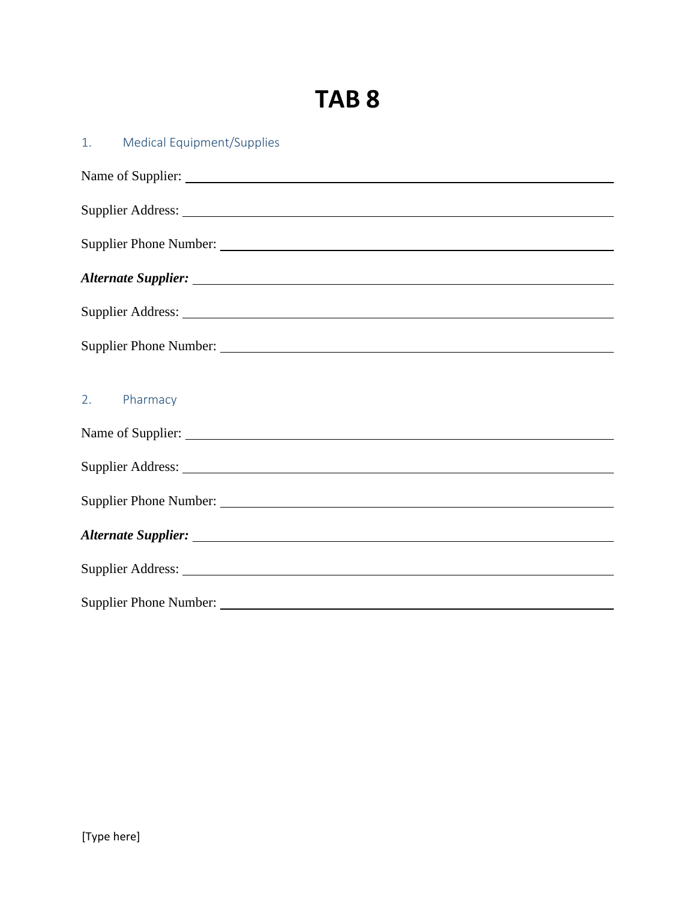# TAB 8

## 1. Medical Equipment/Supplies

Name of Supplier: ______________________________________________

Supplier Address: ______________________________________________

Supplier Phone Number: __________________________________________

***Alternate Supplier:*** ________________________________________

Supplier Address: ______________________________________________

Supplier Phone Number: __________________________________________

## 2. Pharmacy

Name of Supplier: ______________________________________________

Supplier Address: ______________________________________________

Supplier Phone Number: __________________________________________

***Alternate Supplier:*** ________________________________________

Supplier Address: ______________________________________________

Supplier Phone Number: __________________________________________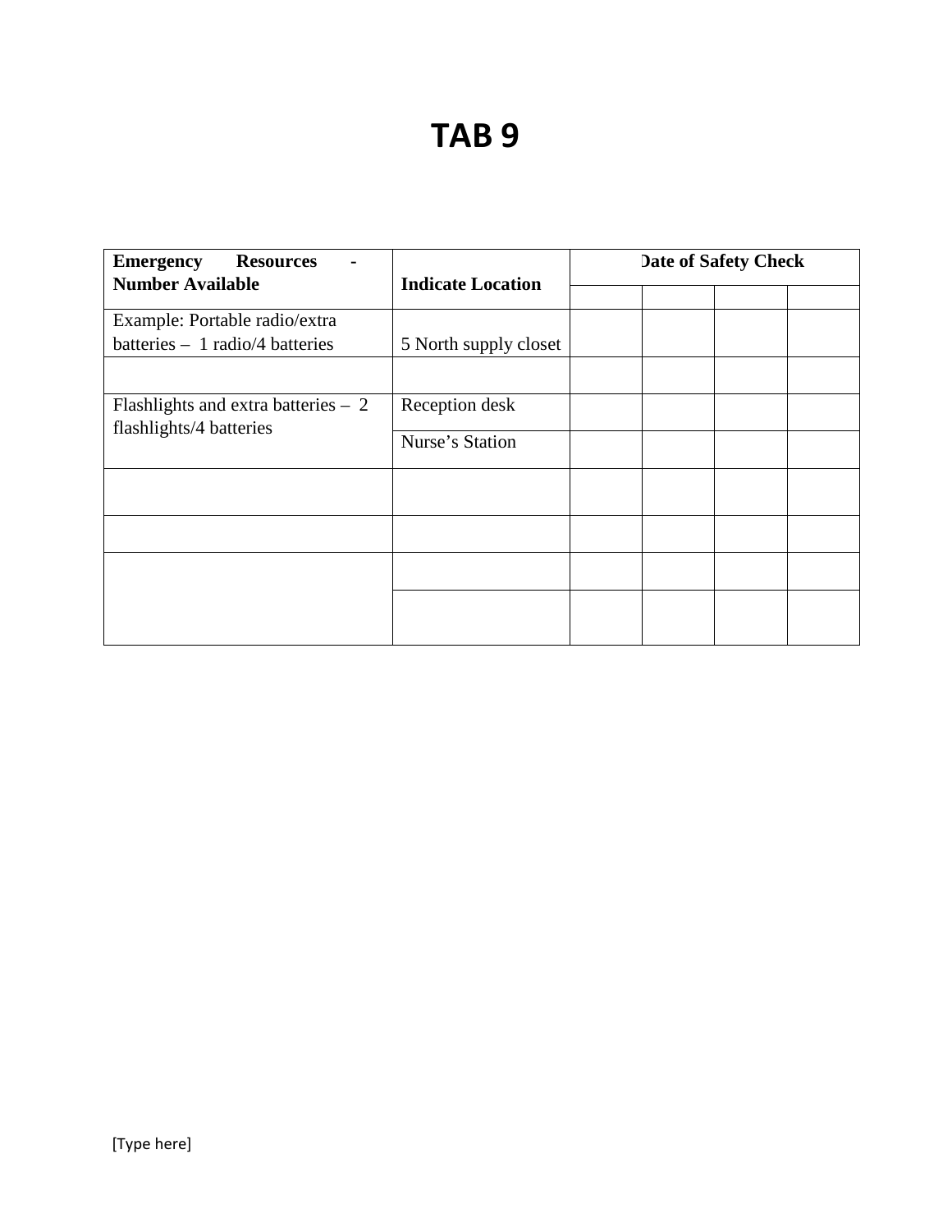# TAB 9

| Emergency Resources - Number Available | Indicate Location | Date of Safety Check | | | |
|---|---|---|---|---|---|
| | | | | | |
| Example: Portable radio/extra batteries – 1 radio/4 batteries | 5 North supply closet | | | | |
| | | | | | |
| Flashlights and extra batteries – 2 flashlights/4 batteries | Reception desk | | | | |
| | Nurse's Station | | | | |
| | | | | | |
| | | | | | |
| | | | | | |
| | | | | | |

[Type here]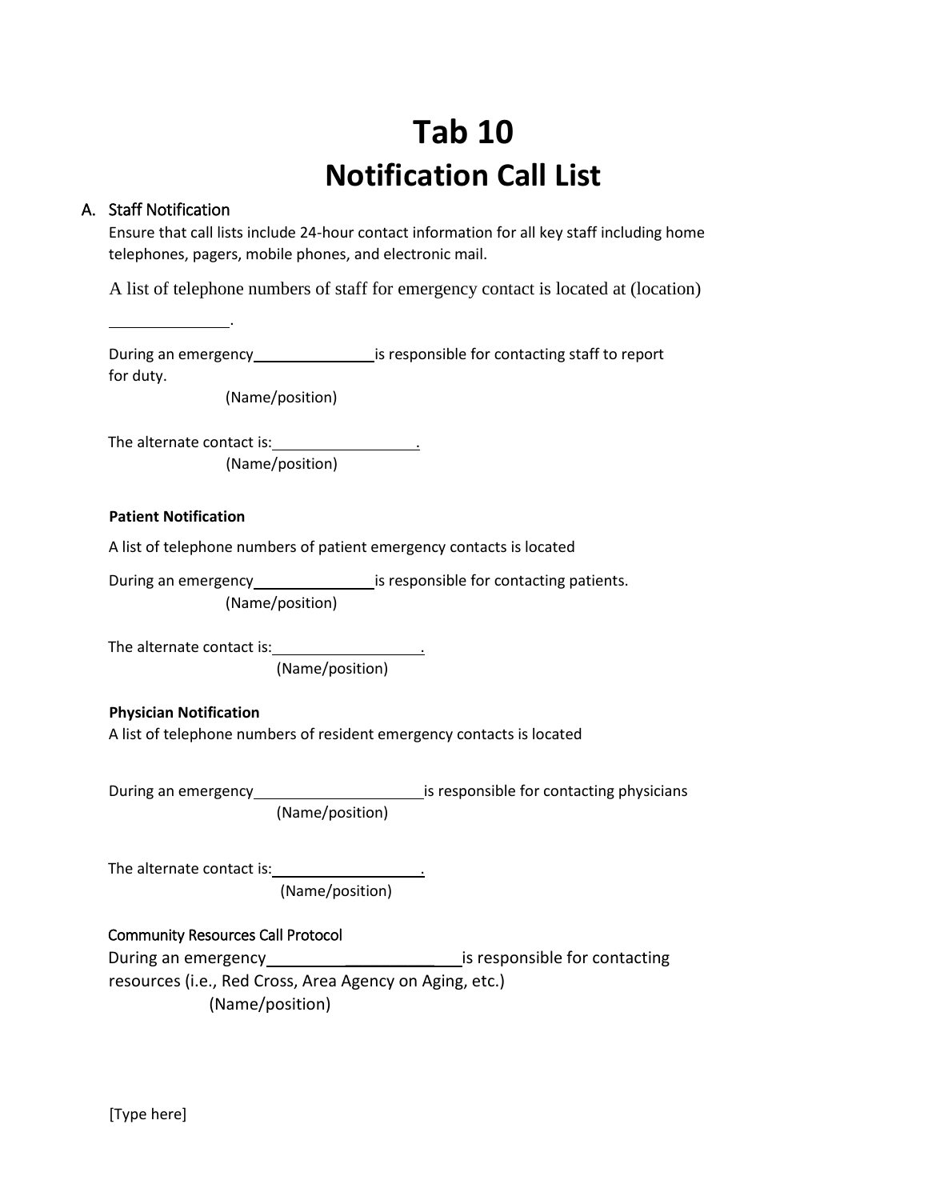# Tab 10
# Notification Call List

## A. Staff Notification

Ensure that call lists include 24-hour contact information for all key staff including home telephones, pagers, mobile phones, and electronic mail.

A list of telephone numbers of staff for emergency contact is located at (location) ______________.

During an emergency ______________ is responsible for contacting staff to report for duty.
(Name/position)

The alternate contact is: _________________.
(Name/position)

**Patient Notification**

A list of telephone numbers of patient emergency contacts is located

During an emergency ______________ is responsible for contacting patients.
(Name/position)

The alternate contact is: __________________.
(Name/position)

**Physician Notification**

A list of telephone numbers of resident emergency contacts is located

During an emergency ____________________ is responsible for contacting physicians
(Name/position)

The alternate contact is: __________________.
(Name/position)

Community Resources Call Protocol

During an emergency ______________________ is responsible for contacting resources (i.e., Red Cross, Area Agency on Aging, etc.)
(Name/position)

[Type here]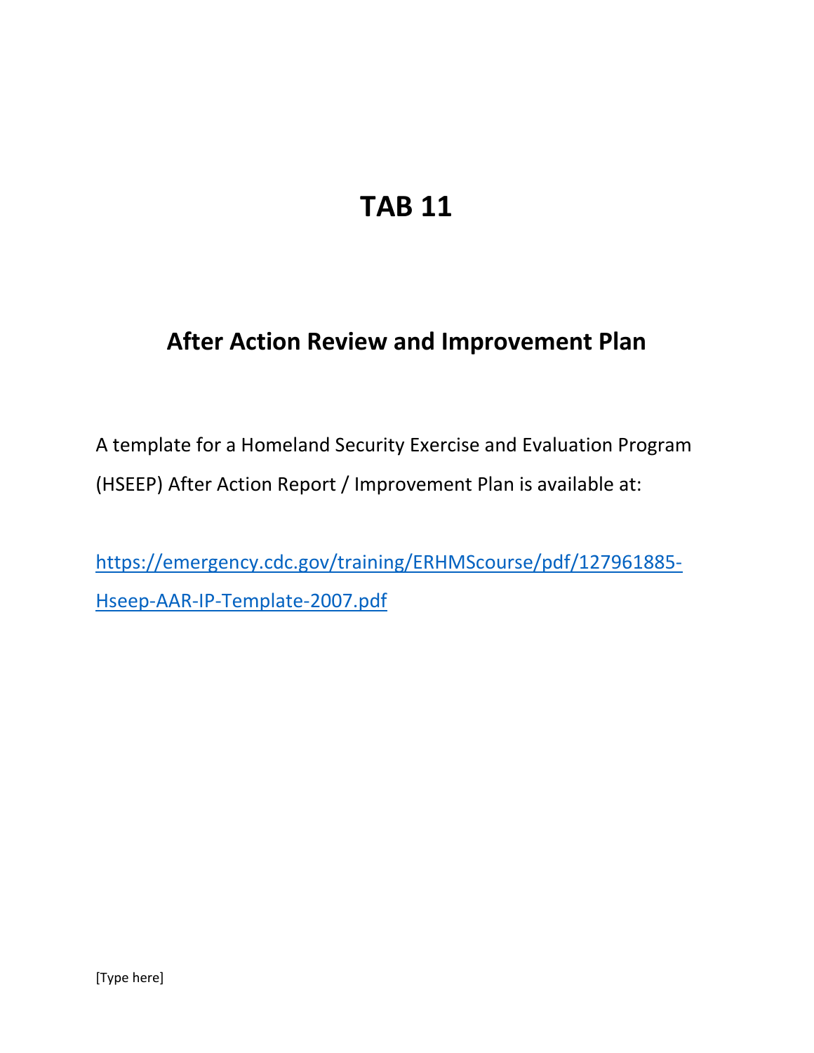# TAB 11

## After Action Review and Improvement Plan

A template for a Homeland Security Exercise and Evaluation Program (HSEEP) After Action Report / Improvement Plan is available at:

https://emergency.cdc.gov/training/ERHMScourse/pdf/127961885-Hseep-AAR-IP-Template-2007.pdf

[Type here]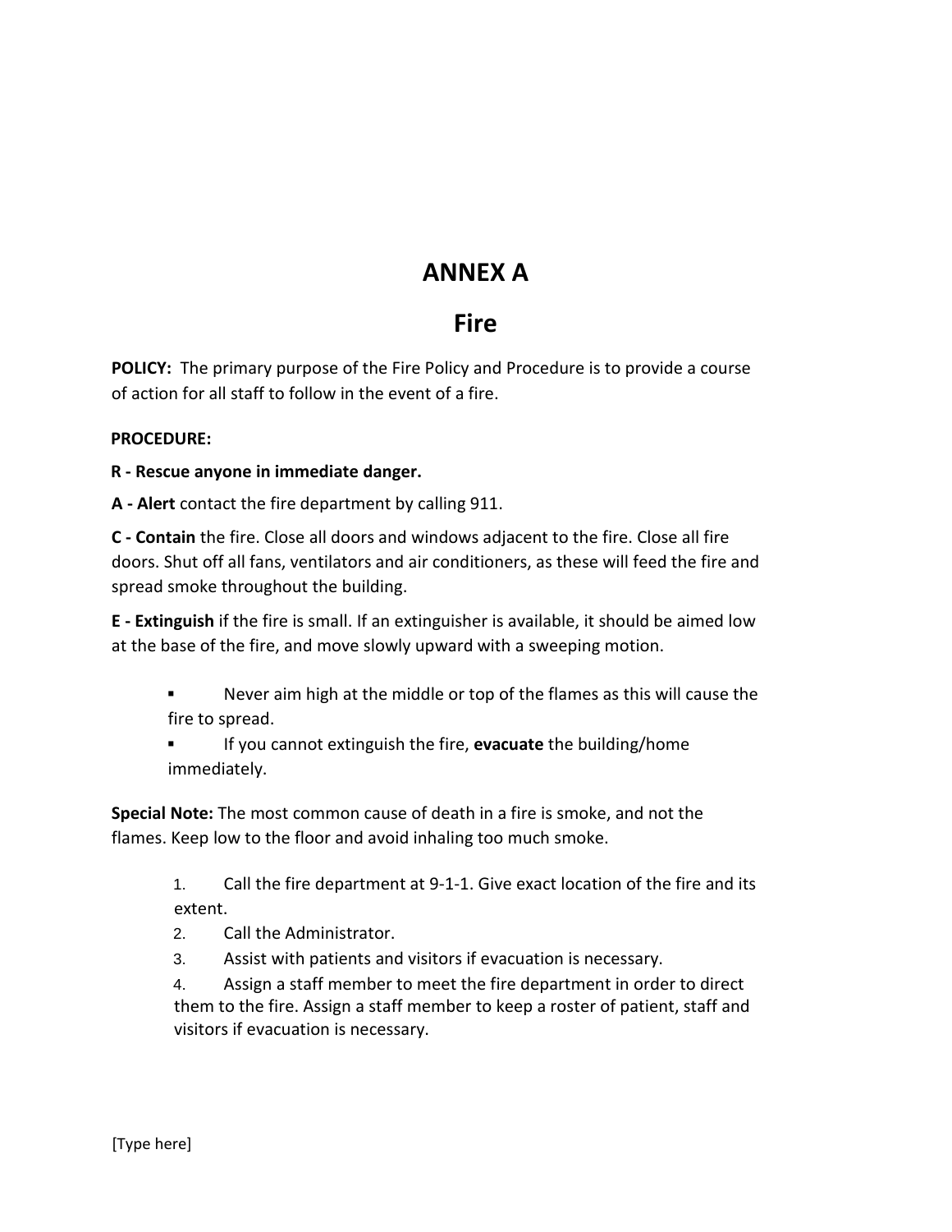# ANNEX A

## Fire

**POLICY:** The primary purpose of the Fire Policy and Procedure is to provide a course of action for all staff to follow in the event of a fire.

**PROCEDURE:**

**R - Rescue anyone in immediate danger.**

**A - Alert** contact the fire department by calling 911.

**C - Contain** the fire. Close all doors and windows adjacent to the fire. Close all fire doors. Shut off all fans, ventilators and air conditioners, as these will feed the fire and spread smoke throughout the building.

**E - Extinguish** if the fire is small. If an extinguisher is available, it should be aimed low at the base of the fire, and move slowly upward with a sweeping motion.

- Never aim high at the middle or top of the flames as this will cause the fire to spread.
- If you cannot extinguish the fire, **evacuate** the building/home immediately.

**Special Note:** The most common cause of death in a fire is smoke, and not the flames. Keep low to the floor and avoid inhaling too much smoke.

1. Call the fire department at 9-1-1. Give exact location of the fire and its extent.
2. Call the Administrator.
3. Assist with patients and visitors if evacuation is necessary.
4. Assign a staff member to meet the fire department in order to direct them to the fire. Assign a staff member to keep a roster of patient, staff and visitors if evacuation is necessary.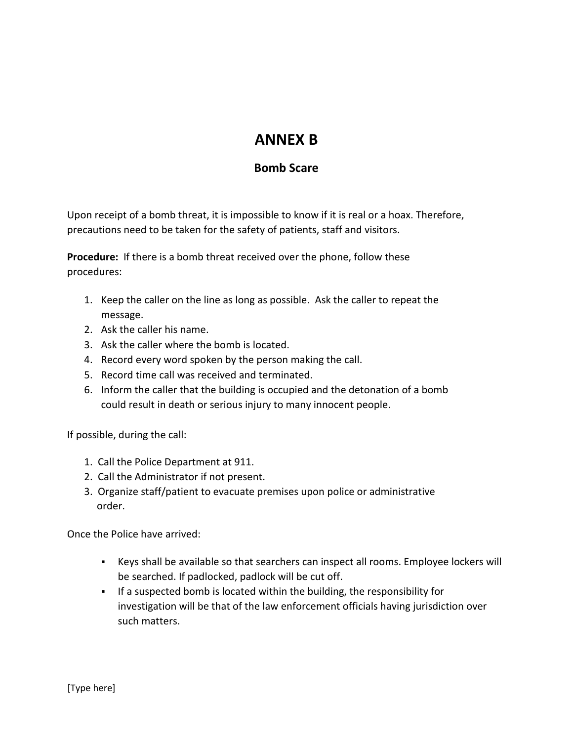# ANNEX B

## Bomb Scare

Upon receipt of a bomb threat, it is impossible to know if it is real or a hoax. Therefore, precautions need to be taken for the safety of patients, staff and visitors.

**Procedure:** If there is a bomb threat received over the phone, follow these procedures:

1. Keep the caller on the line as long as possible. Ask the caller to repeat the message.
2. Ask the caller his name.
3. Ask the caller where the bomb is located.
4. Record every word spoken by the person making the call.
5. Record time call was received and terminated.
6. Inform the caller that the building is occupied and the detonation of a bomb could result in death or serious injury to many innocent people.

If possible, during the call:

1. Call the Police Department at 911.
2. Call the Administrator if not present.
3. Organize staff/patient to evacuate premises upon police or administrative order.

Once the Police have arrived:

- Keys shall be available so that searchers can inspect all rooms. Employee lockers will be searched. If padlocked, padlock will be cut off.
- If a suspected bomb is located within the building, the responsibility for investigation will be that of the law enforcement officials having jurisdiction over such matters.

[Type here]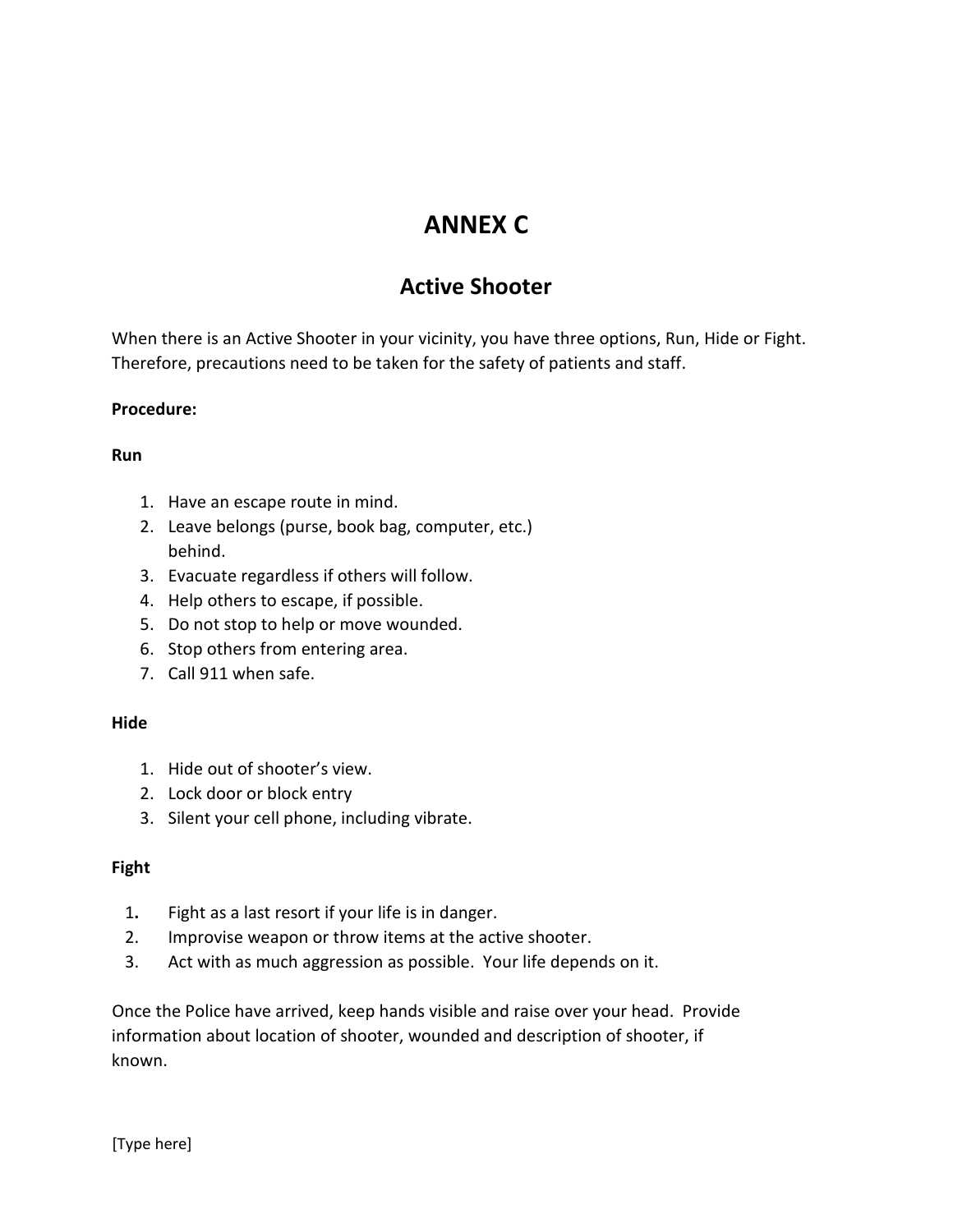# ANNEX C

## Active Shooter

When there is an Active Shooter in your vicinity, you have three options, Run, Hide or Fight. Therefore, precautions need to be taken for the safety of patients and staff.

**Procedure:**

**Run**

1. Have an escape route in mind.
2. Leave belongs (purse, book bag, computer, etc.) behind.
3. Evacuate regardless if others will follow.
4. Help others to escape, if possible.
5. Do not stop to help or move wounded.
6. Stop others from entering area.
7. Call 911 when safe.

**Hide**

1. Hide out of shooter's view.
2. Lock door or block entry
3. Silent your cell phone, including vibrate.

**Fight**

1. Fight as a last resort if your life is in danger.
2. Improvise weapon or throw items at the active shooter.
3. Act with as much aggression as possible. Your life depends on it.

Once the Police have arrived, keep hands visible and raise over your head. Provide information about location of shooter, wounded and description of shooter, if known.

[Type here]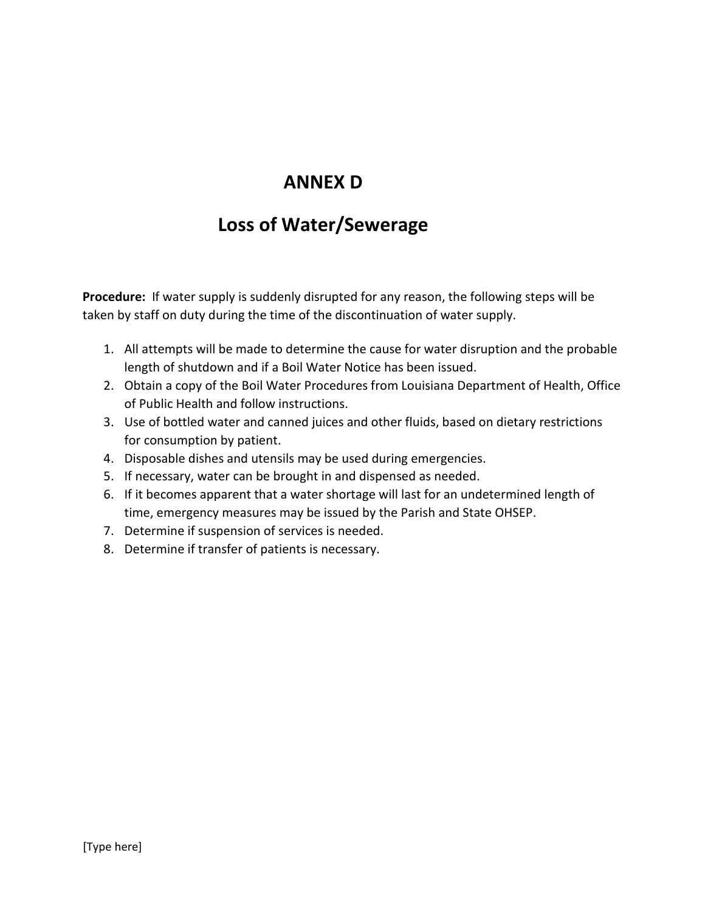# ANNEX D

# Loss of Water/Sewerage

**Procedure:** If water supply is suddenly disrupted for any reason, the following steps will be taken by staff on duty during the time of the discontinuation of water supply.

1. All attempts will be made to determine the cause for water disruption and the probable length of shutdown and if a Boil Water Notice has been issued.
2. Obtain a copy of the Boil Water Procedures from Louisiana Department of Health, Office of Public Health and follow instructions.
3. Use of bottled water and canned juices and other fluids, based on dietary restrictions for consumption by patient.
4. Disposable dishes and utensils may be used during emergencies.
5. If necessary, water can be brought in and dispensed as needed.
6. If it becomes apparent that a water shortage will last for an undetermined length of time, emergency measures may be issued by the Parish and State OHSEP.
7. Determine if suspension of services is needed.
8. Determine if transfer of patients is necessary.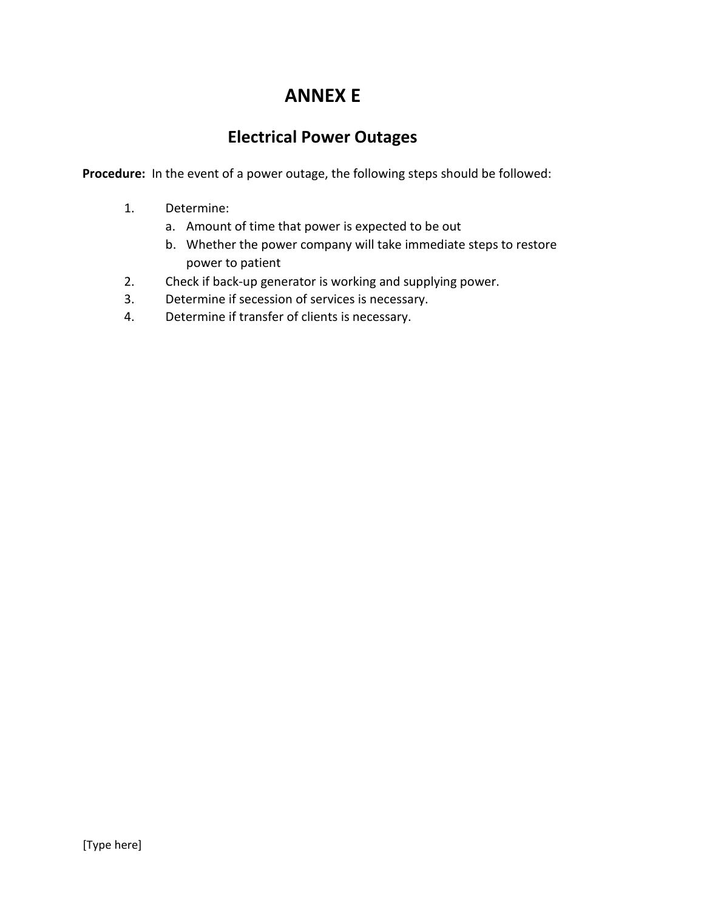# ANNEX E

## Electrical Power Outages

**Procedure:** In the event of a power outage, the following steps should be followed:

1. Determine:
   a. Amount of time that power is expected to be out
   b. Whether the power company will take immediate steps to restore power to patient
2. Check if back-up generator is working and supplying power.
3. Determine if secession of services is necessary.
4. Determine if transfer of clients is necessary.

[Type here]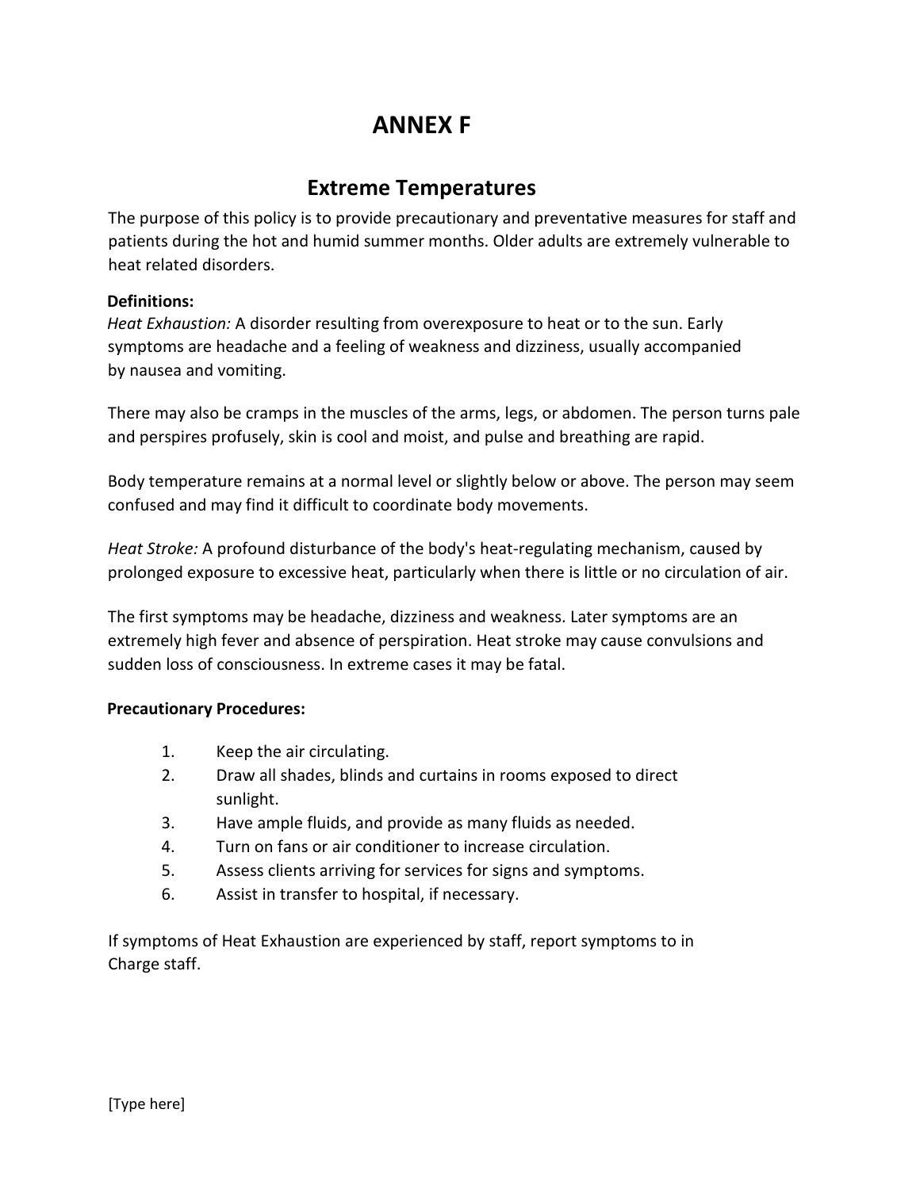# ANNEX F

## Extreme Temperatures

The purpose of this policy is to provide precautionary and preventative measures for staff and patients during the hot and humid summer months. Older adults are extremely vulnerable to heat related disorders.

**Definitions:**

*Heat Exhaustion:* A disorder resulting from overexposure to heat or to the sun. Early symptoms are headache and a feeling of weakness and dizziness, usually accompanied by nausea and vomiting.

There may also be cramps in the muscles of the arms, legs, or abdomen. The person turns pale and perspires profusely, skin is cool and moist, and pulse and breathing are rapid.

Body temperature remains at a normal level or slightly below or above. The person may seem confused and may find it difficult to coordinate body movements.

*Heat Stroke:* A profound disturbance of the body's heat-regulating mechanism, caused by prolonged exposure to excessive heat, particularly when there is little or no circulation of air.

The first symptoms may be headache, dizziness and weakness. Later symptoms are an extremely high fever and absence of perspiration. Heat stroke may cause convulsions and sudden loss of consciousness. In extreme cases it may be fatal.

**Precautionary Procedures:**

1. Keep the air circulating.
2. Draw all shades, blinds and curtains in rooms exposed to direct sunlight.
3. Have ample fluids, and provide as many fluids as needed.
4. Turn on fans or air conditioner to increase circulation.
5. Assess clients arriving for services for signs and symptoms.
6. Assist in transfer to hospital, if necessary.

If symptoms of Heat Exhaustion are experienced by staff, report symptoms to in Charge staff.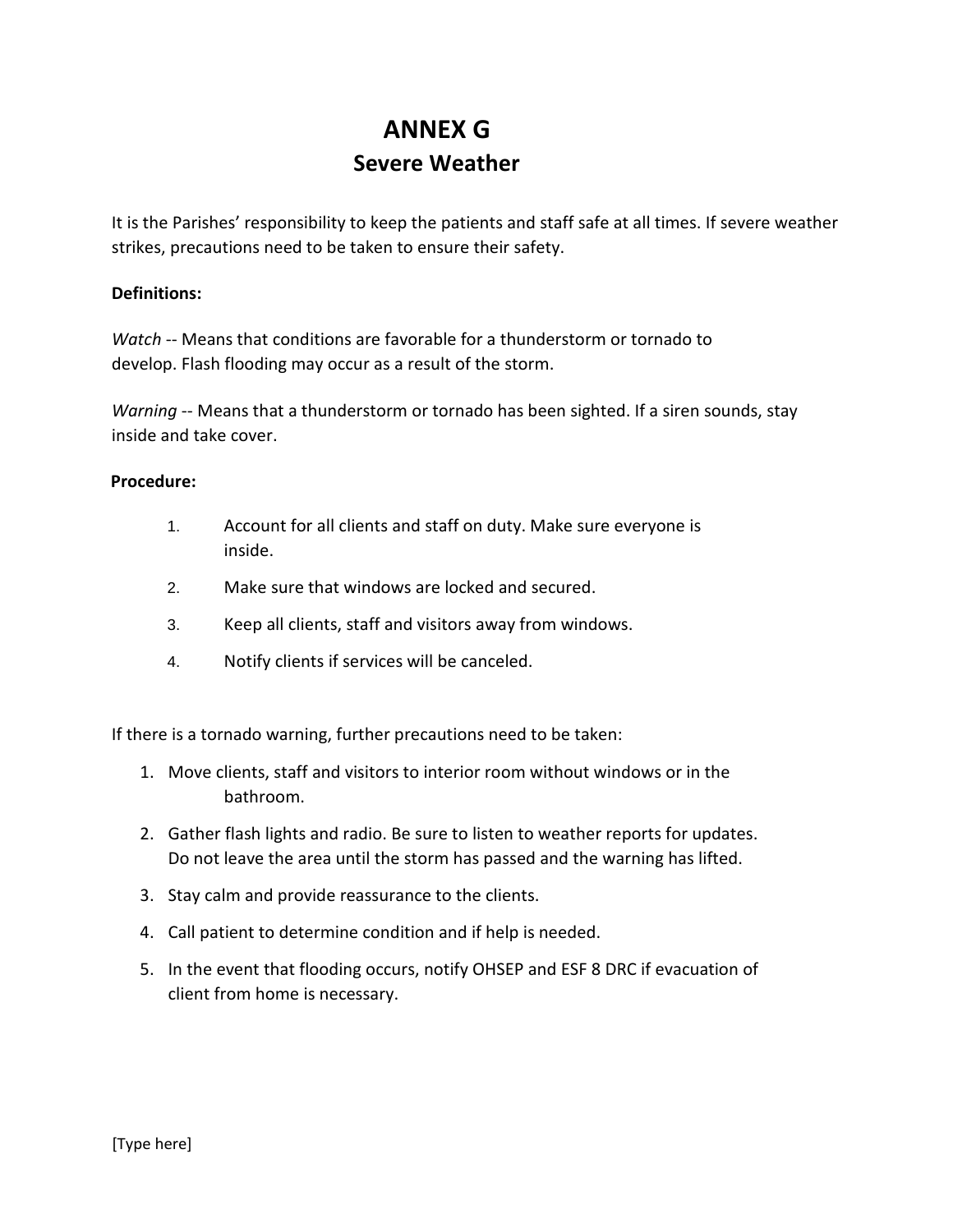# ANNEX G
## Severe Weather

It is the Parishes' responsibility to keep the patients and staff safe at all times. If severe weather strikes, precautions need to be taken to ensure their safety.

**Definitions:**

*Watch* -- Means that conditions are favorable for a thunderstorm or tornado to develop. Flash flooding may occur as a result of the storm.

*Warning* -- Means that a thunderstorm or tornado has been sighted. If a siren sounds, stay inside and take cover.

**Procedure:**

1. Account for all clients and staff on duty. Make sure everyone is inside.
2. Make sure that windows are locked and secured.
3. Keep all clients, staff and visitors away from windows.
4. Notify clients if services will be canceled.

If there is a tornado warning, further precautions need to be taken:

1. Move clients, staff and visitors to interior room without windows or in the bathroom.
2. Gather flash lights and radio. Be sure to listen to weather reports for updates. Do not leave the area until the storm has passed and the warning has lifted.
3. Stay calm and provide reassurance to the clients.
4. Call patient to determine condition and if help is needed.
5. In the event that flooding occurs, notify OHSEP and ESF 8 DRC if evacuation of client from home is necessary.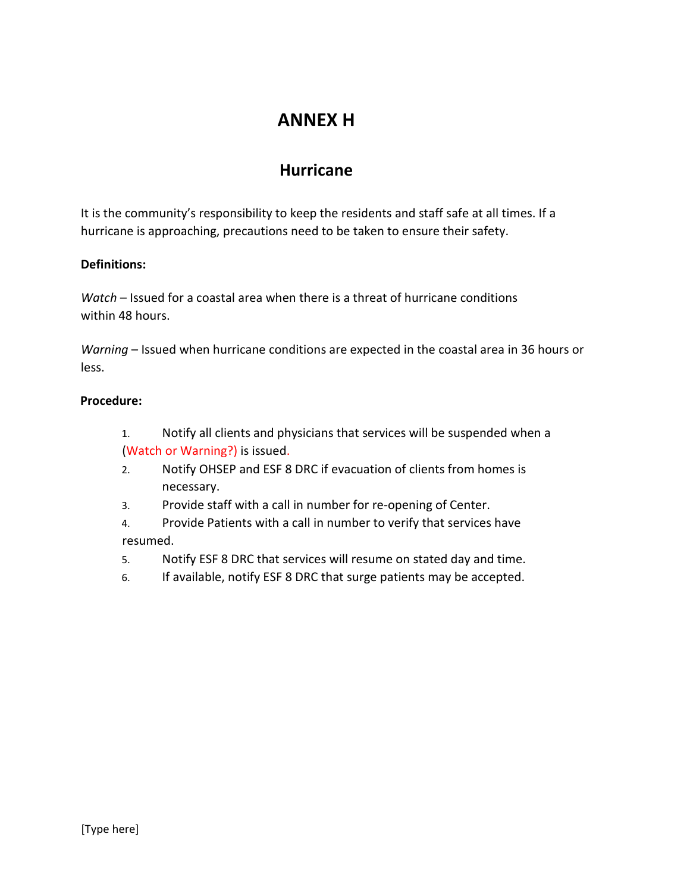# ANNEX H

## Hurricane

It is the community's responsibility to keep the residents and staff safe at all times. If a hurricane is approaching, precautions need to be taken to ensure their safety.

**Definitions:**

*Watch* – Issued for a coastal area when there is a threat of hurricane conditions within 48 hours.

*Warning* – Issued when hurricane conditions are expected in the coastal area in 36 hours or less.

**Procedure:**

1. Notify all clients and physicians that services will be suspended when a (Watch or Warning?) is issued.
2. Notify OHSEP and ESF 8 DRC if evacuation of clients from homes is necessary.
3. Provide staff with a call in number for re-opening of Center.
4. Provide Patients with a call in number to verify that services have resumed.
5. Notify ESF 8 DRC that services will resume on stated day and time.
6. If available, notify ESF 8 DRC that surge patients may be accepted.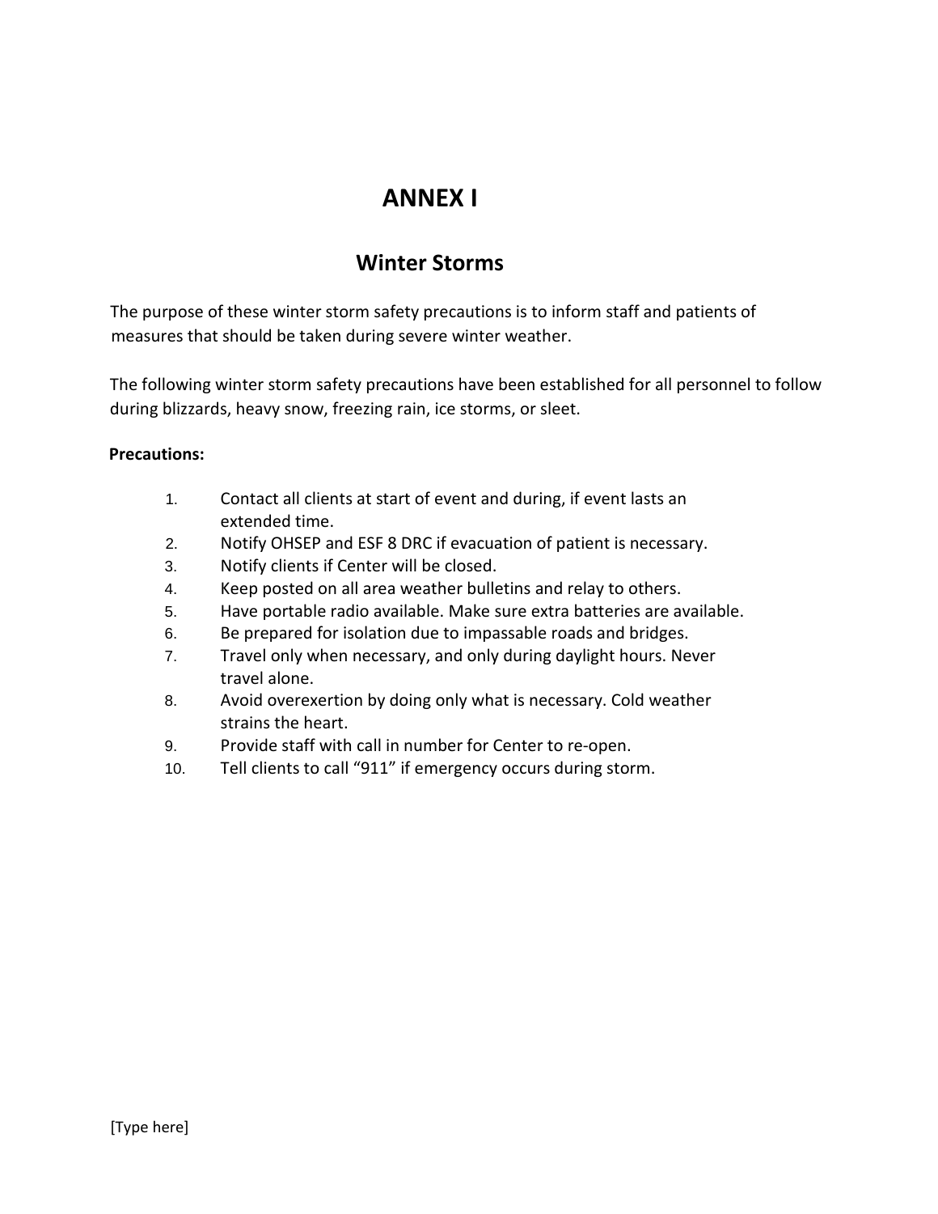# ANNEX I

## Winter Storms

The purpose of these winter storm safety precautions is to inform staff and patients of measures that should be taken during severe winter weather.

The following winter storm safety precautions have been established for all personnel to follow during blizzards, heavy snow, freezing rain, ice storms, or sleet.

**Precautions:**

1. Contact all clients at start of event and during, if event lasts an extended time.
2. Notify OHSEP and ESF 8 DRC if evacuation of patient is necessary.
3. Notify clients if Center will be closed.
4. Keep posted on all area weather bulletins and relay to others.
5. Have portable radio available. Make sure extra batteries are available.
6. Be prepared for isolation due to impassable roads and bridges.
7. Travel only when necessary, and only during daylight hours. Never travel alone.
8. Avoid overexertion by doing only what is necessary. Cold weather strains the heart.
9. Provide staff with call in number for Center to re-open.
10. Tell clients to call "911" if emergency occurs during storm.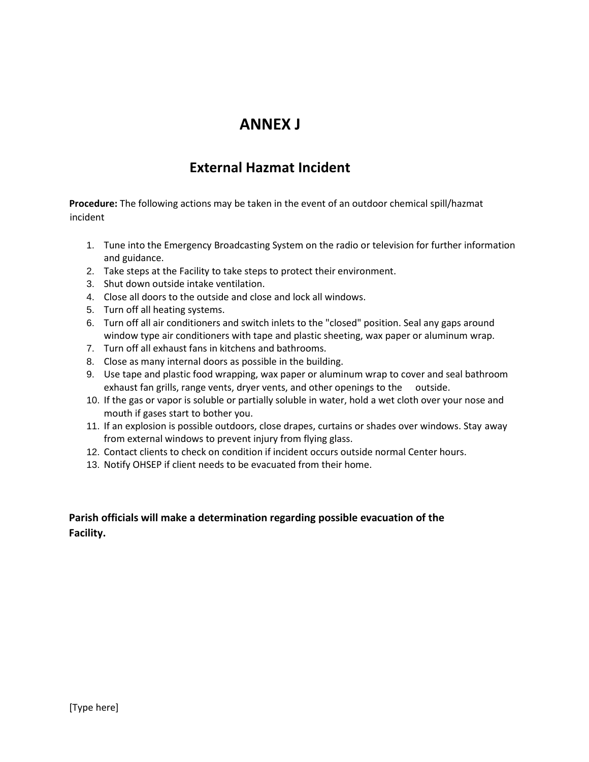# ANNEX J

## External Hazmat Incident

**Procedure:** The following actions may be taken in the event of an outdoor chemical spill/hazmat incident

1. Tune into the Emergency Broadcasting System on the radio or television for further information and guidance.
2. Take steps at the Facility to take steps to protect their environment.
3. Shut down outside intake ventilation.
4. Close all doors to the outside and close and lock all windows.
5. Turn off all heating systems.
6. Turn off all air conditioners and switch inlets to the "closed" position. Seal any gaps around window type air conditioners with tape and plastic sheeting, wax paper or aluminum wrap.
7. Turn off all exhaust fans in kitchens and bathrooms.
8. Close as many internal doors as possible in the building.
9. Use tape and plastic food wrapping, wax paper or aluminum wrap to cover and seal bathroom exhaust fan grills, range vents, dryer vents, and other openings to the outside.
10. If the gas or vapor is soluble or partially soluble in water, hold a wet cloth over your nose and mouth if gases start to bother you.
11. If an explosion is possible outdoors, close drapes, curtains or shades over windows. Stay away from external windows to prevent injury from flying glass.
12. Contact clients to check on condition if incident occurs outside normal Center hours.
13. Notify OHSEP if client needs to be evacuated from their home.

**Parish officials will make a determination regarding possible evacuation of the Facility.**

[Type here]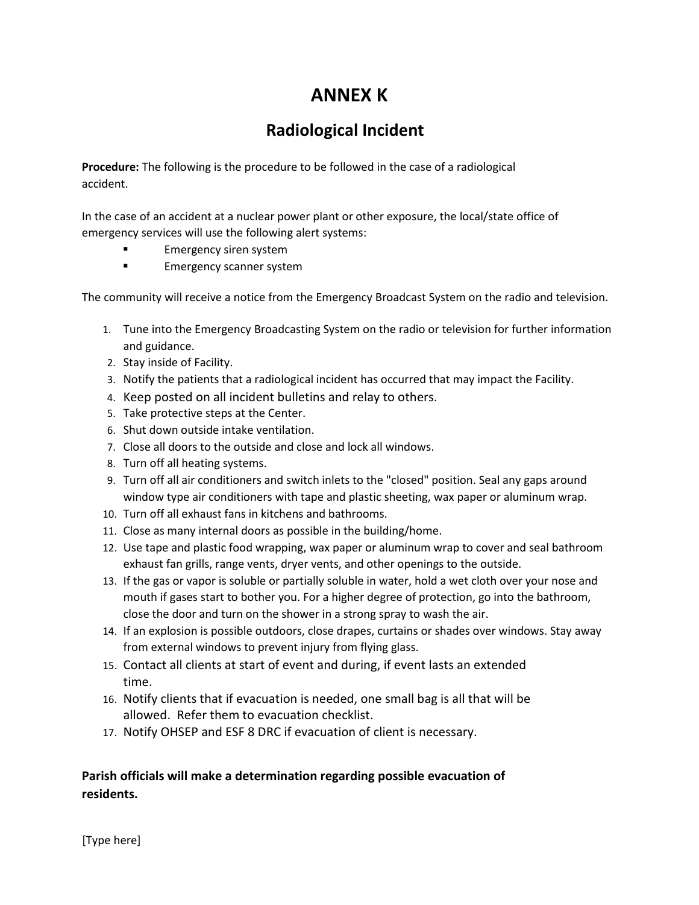# ANNEX K

## Radiological Incident

**Procedure:** The following is the procedure to be followed in the case of a radiological accident.

In the case of an accident at a nuclear power plant or other exposure, the local/state office of emergency services will use the following alert systems:

- Emergency siren system
- Emergency scanner system

The community will receive a notice from the Emergency Broadcast System on the radio and television.

1. Tune into the Emergency Broadcasting System on the radio or television for further information and guidance.
2. Stay inside of Facility.
3. Notify the patients that a radiological incident has occurred that may impact the Facility.
4. Keep posted on all incident bulletins and relay to others.
5. Take protective steps at the Center.
6. Shut down outside intake ventilation.
7. Close all doors to the outside and close and lock all windows.
8. Turn off all heating systems.
9. Turn off all air conditioners and switch inlets to the "closed" position. Seal any gaps around window type air conditioners with tape and plastic sheeting, wax paper or aluminum wrap.
10. Turn off all exhaust fans in kitchens and bathrooms.
11. Close as many internal doors as possible in the building/home.
12. Use tape and plastic food wrapping, wax paper or aluminum wrap to cover and seal bathroom exhaust fan grills, range vents, dryer vents, and other openings to the outside.
13. If the gas or vapor is soluble or partially soluble in water, hold a wet cloth over your nose and mouth if gases start to bother you. For a higher degree of protection, go into the bathroom, close the door and turn on the shower in a strong spray to wash the air.
14. If an explosion is possible outdoors, close drapes, curtains or shades over windows. Stay away from external windows to prevent injury from flying glass.
15. Contact all clients at start of event and during, if event lasts an extended time.
16. Notify clients that if evacuation is needed, one small bag is all that will be allowed. Refer them to evacuation checklist.
17. Notify OHSEP and ESF 8 DRC if evacuation of client is necessary.

**Parish officials will make a determination regarding possible evacuation of residents.**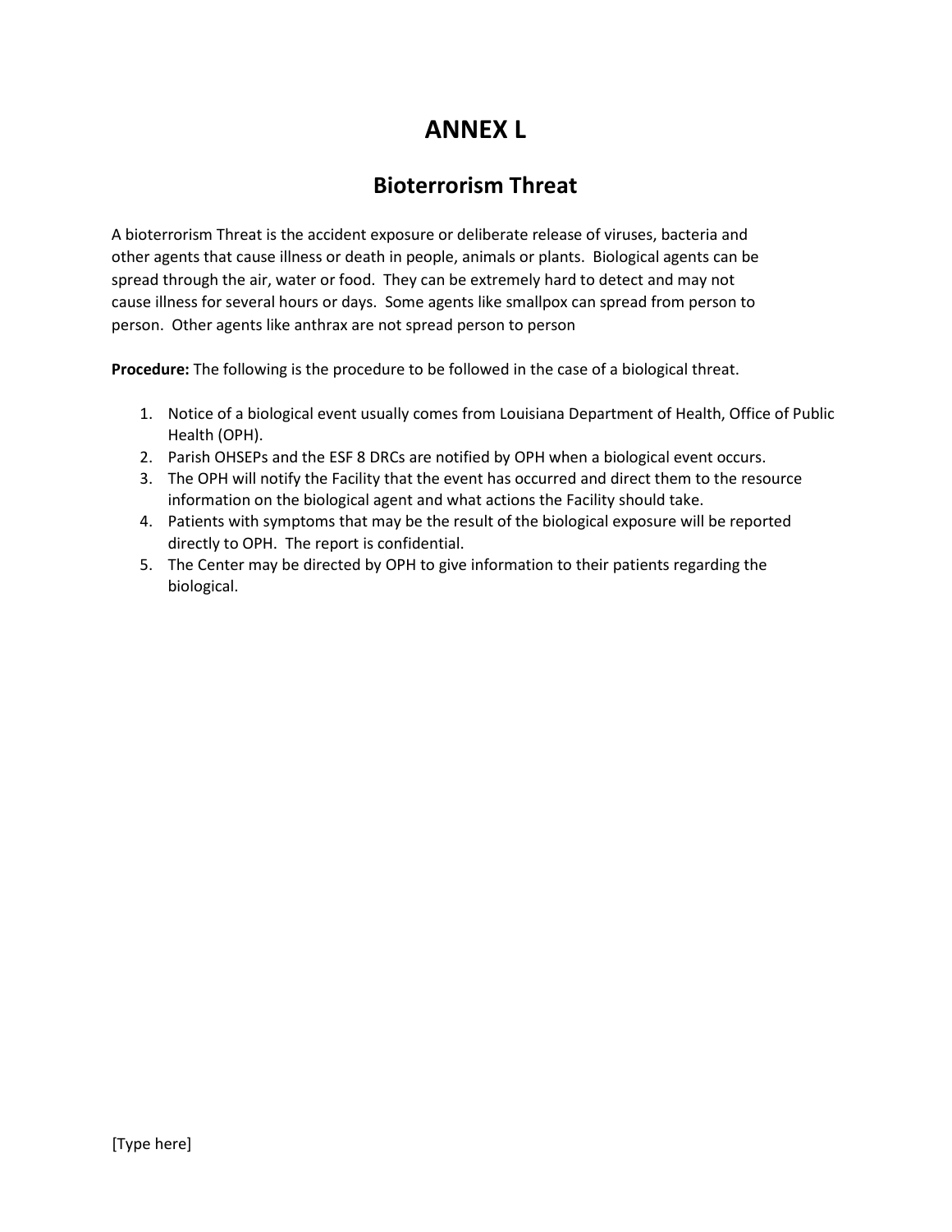# ANNEX L

## Bioterrorism Threat

A bioterrorism Threat is the accident exposure or deliberate release of viruses, bacteria and other agents that cause illness or death in people, animals or plants. Biological agents can be spread through the air, water or food. They can be extremely hard to detect and may not cause illness for several hours or days. Some agents like smallpox can spread from person to person. Other agents like anthrax are not spread person to person

**Procedure:** The following is the procedure to be followed in the case of a biological threat.

1. Notice of a biological event usually comes from Louisiana Department of Health, Office of Public Health (OPH).
2. Parish OHSEPs and the ESF 8 DRCs are notified by OPH when a biological event occurs.
3. The OPH will notify the Facility that the event has occurred and direct them to the resource information on the biological agent and what actions the Facility should take.
4. Patients with symptoms that may be the result of the biological exposure will be reported directly to OPH. The report is confidential.
5. The Center may be directed by OPH to give information to their patients regarding the biological.

[Type here]